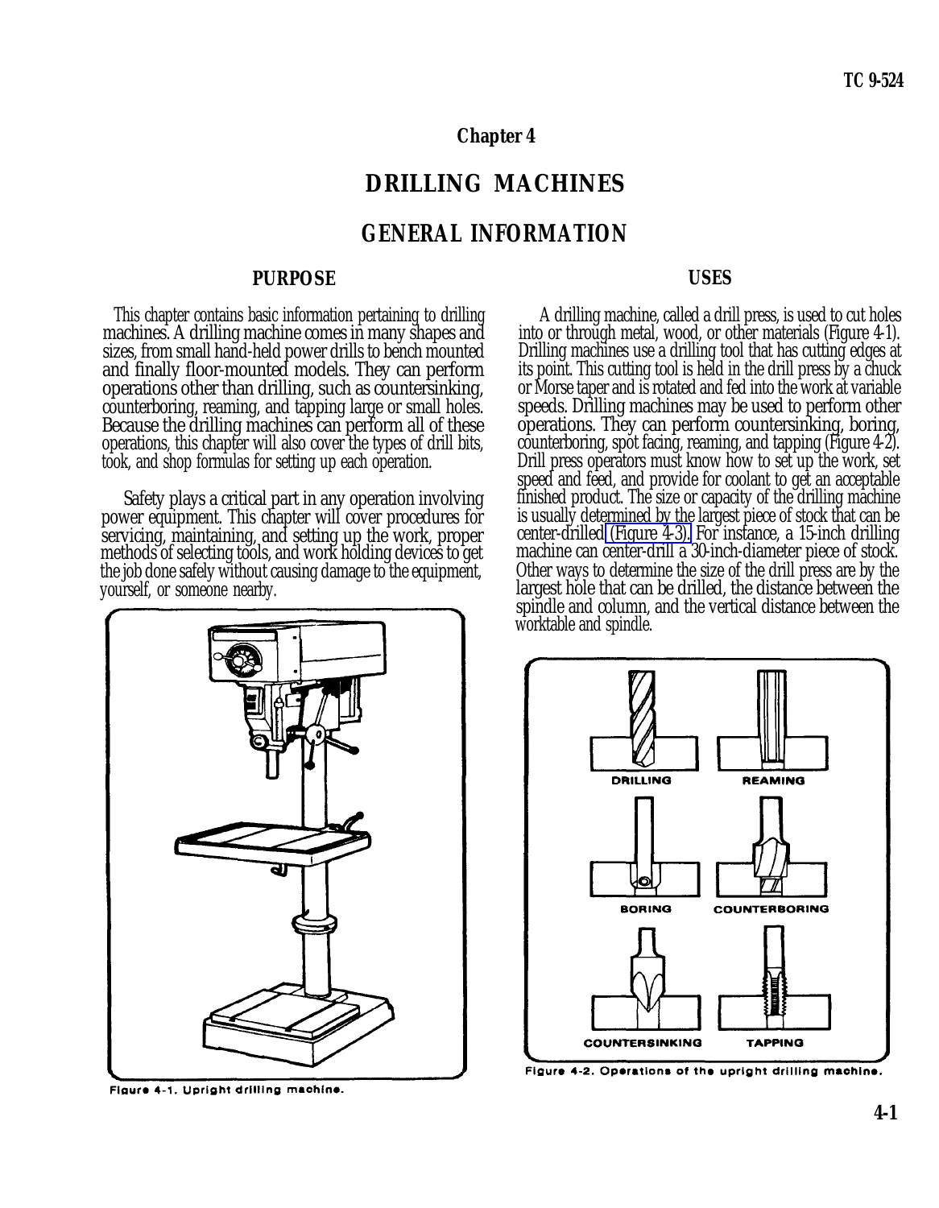# Chapter 4

# DRILLING MACHINES

## GENERAL INFORMATION

### PURPOSE

This chapter contains basic information pertaining to drilling machines. A drilling machine comes in many shapes and sizes, from small hand-held power drills to bench mounted and finally floor-mounted models. They can perform operations other than drilling, such as countersinking, counterboring, reaming, and tapping large or small holes. Because the drilling machines can perform all of these operations, this chapter will also cover the types of drill bits, took, and shop formulas for setting up each operation.

Safety plays a critical part in any operation involving power equipment. This chapter will cover procedures for servicing, maintaining, and setting up the work, proper methods of selecting tools, and work holding devices to get the job done safely without causing damage to the equipment, yourself, or someone nearby.

Figure 4-1. Upright drilling machine.

### USES

A drilling machine, called a drill press, is used to cut holes into or through metal, wood, or other materials (Figure 4-1). Drilling machines use a drilling tool that has cutting edges at its point. This cutting tool is held in the drill press by a chuck or Morse taper and is rotated and fed into the work at variable speeds. Drilling machines may be used to perform other operations. They can perform countersinking, boring, counterboring, spot facing, reaming, and tapping (Figure 4-2). Drill press operators must know how to set up the work, set speed and feed, and provide for coolant to get an acceptable finished product. The size or capacity of the drilling machine is usually determined by the largest piece of stock that can be center-drilled (Figure 4-3). For instance, a 15-inch drilling machine can center-drill a 30-inch-diameter piece of stock. Other ways to determine the size of the drill press are by the largest hole that can be drilled, the distance between the spindle and column, and the vertical distance between the worktable and spindle.

DRILLING, REAMING, BORING, COUNTERBORING, COUNTERSINKING, TAPPING

Figure 4-2. Operations of the upright drilling machine.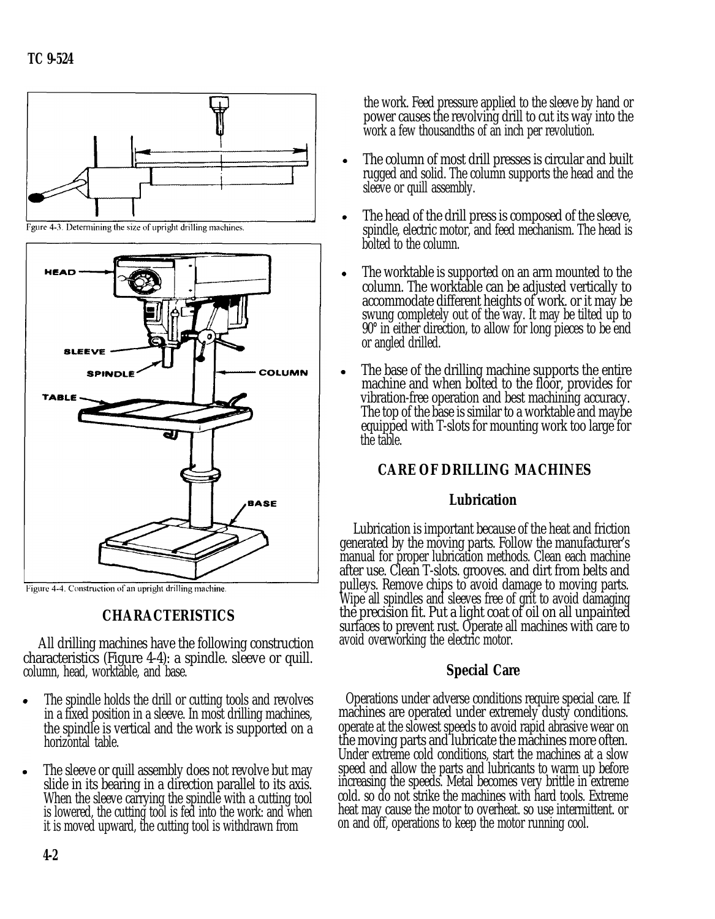Fgure 4-3. Determining the size of upright drilling machines.

HEAD

SLEEVE

SPINDLE

COLUMN

TABLE

BASE

Figure 4-4. Construction of an upright drilling machine.

## CHARACTERISTICS

All drilling machines have the following construction characteristics (Figure 4-4): a spindle. sleeve or quill. column, head, worktable, and base.

- The spindle holds the drill or cutting tools and revolves in a fixed position in a sleeve. In most drilling machines, the spindle is vertical and the work is supported on a horizontal table.
- The sleeve or quill assembly does not revolve but may slide in its bearing in a direction parallel to its axis. When the sleeve carrying the spindle with a cutting tool is lowered, the cutting tool is fed into the work: and when it is moved upward, the cutting tool is withdrawn from the work. Feed pressure applied to the sleeve by hand or power causes the revolving drill to cut its way into the work a few thousandths of an inch per revolution.
- The column of most drill presses is circular and built rugged and solid. The column supports the head and the sleeve or quill assembly.
- The head of the drill press is composed of the sleeve, spindle, electric motor, and feed mechanism. The head is bolted to the column.
- The worktable is supported on an arm mounted to the column. The worktable can be adjusted vertically to accommodate different heights of work. or it may be swung completely out of the way. It may be tilted up to 90° in either direction, to allow for long pieces to be end or angled drilled.
- The base of the drilling machine supports the entire machine and when bolted to the floor, provides for vibration-free operation and best machining accuracy. The top of the base is similar to a worktable and maybe equipped with T-slots for mounting work too large for the table.

## CARE OF DRILLING MACHINES

### Lubrication

Lubrication is important because of the heat and friction generated by the moving parts. Follow the manufacturer's manual for proper lubrication methods. Clean each machine after use. Clean T-slots. grooves. and dirt from belts and pulleys. Remove chips to avoid damage to moving parts. Wipe all spindles and sleeves free of grit to avoid damaging the precision fit. Put a light coat of oil on all unpainted surfaces to prevent rust. Operate all machines with care to avoid overworking the electric motor.

### Special Care

Operations under adverse conditions require special care. If machines are operated under extremely dusty conditions. operate at the slowest speeds to avoid rapid abrasive wear on the moving parts and lubricate the machines more often. Under extreme cold conditions, start the machines at a slow speed and allow the parts and lubricants to warm up before increasing the speeds. Metal becomes very brittle in extreme cold. so do not strike the machines with hard tools. Extreme heat may cause the motor to overheat. so use intermittent. or on and off, operations to keep the motor running cool.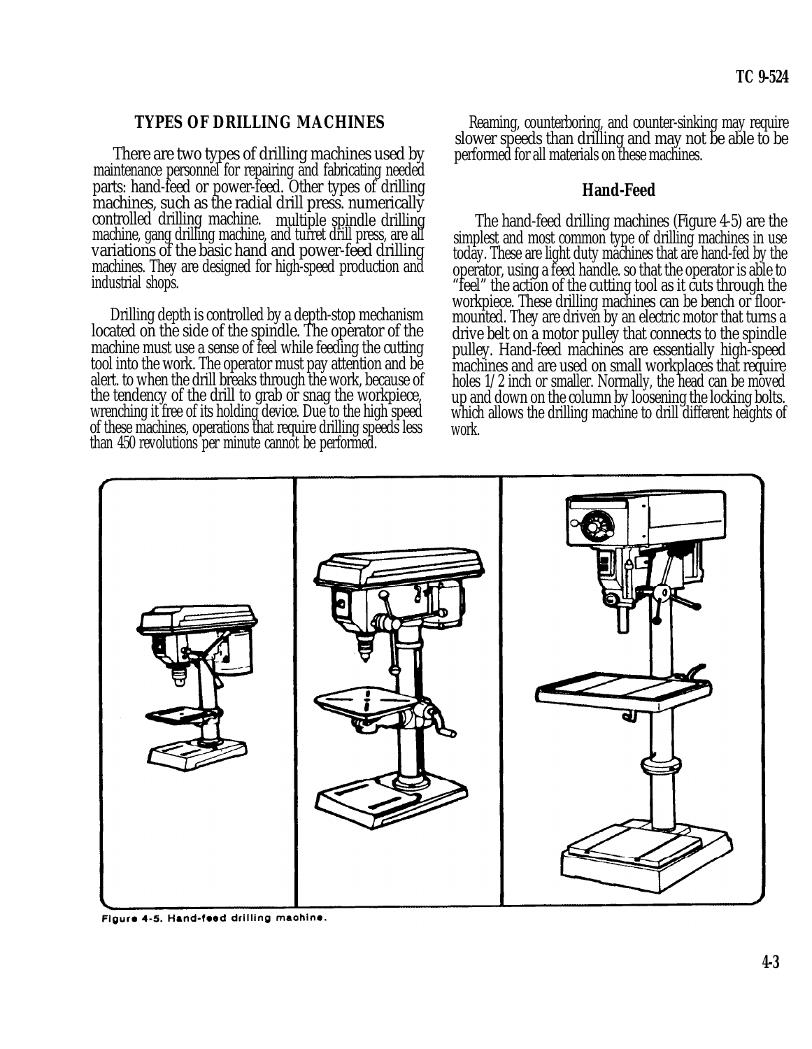## TYPES OF DRILLING MACHINES

There are two types of drilling machines used by maintenance personnel for repairing and fabricating needed parts: hand-feed or power-feed. Other types of drilling machines, such as the radial drill press. numerically controlled drilling machine. multiple spindle drilling machine, gang drilling machine, and turret drill press, are all variations of the basic hand and power-feed drilling machines. They are designed for high-speed production and industrial shops.

Drilling depth is controlled by a depth-stop mechanism located on the side of the spindle. The operator of the machine must use a sense of feel while feeding the cutting tool into the work. The operator must pay attention and be alert. to when the drill breaks through the work, because of the tendency of the drill to grab or snag the workpiece, wrenching it free of its holding device. Due to the high speed of these machines, operations that require drilling speeds less than 450 revolutions per minute cannot be performed.

Reaming, counterboring, and counter-sinking may require slower speeds than drilling and may not be able to be performed for all materials on these machines.

### Hand-Feed

The hand-feed drilling machines (Figure 4-5) are the simplest and most common type of drilling machines in use today. These are light duty machines that are hand-fed by the operator, using a feed handle. so that the operator is able to "feel" the action of the cutting tool as it cuts through the workpiece. These drilling machines can be bench or floor-mounted. They are driven by an electric motor that turns a drive belt on a motor pulley that connects to the spindle pulley. Hand-feed machines are essentially high-speed machines and are used on small workplaces that require holes 1/2 inch or smaller. Normally, the head can be moved up and down on the column by loosening the locking bolts. which allows the drilling machine to drill different heights of work.

Figure 4-5. Hand-feed drilling machine.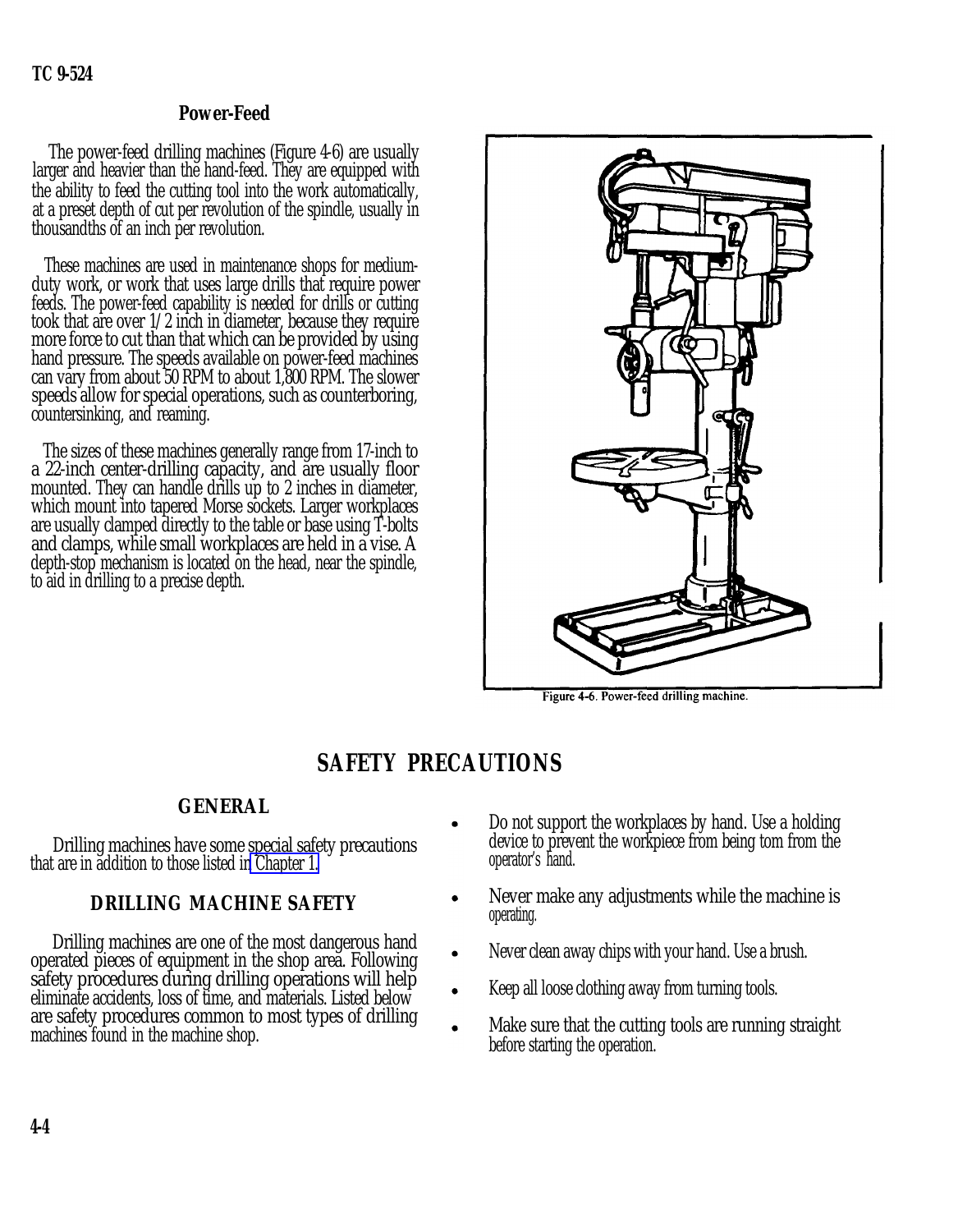### Power-Feed

The power-feed drilling machines (Figure 4-6) are usually larger and heavier than the hand-feed. They are equipped with the ability to feed the cutting tool into the work automatically, at a preset depth of cut per revolution of the spindle, usually in thousandths of an inch per revolution.

These machines are used in maintenance shops for medium-duty work, or work that uses large drills that require power feeds. The power-feed capability is needed for drills or cutting took that are over 1/2 inch in diameter, because they require more force to cut than that which can be provided by using hand pressure. The speeds available on power-feed machines can vary from about 50 RPM to about 1,800 RPM. The slower speeds allow for special operations, such as counterboring, countersinking, and reaming.

The sizes of these machines generally range from 17-inch to a 22-inch center-drilling capacity, and are usually floor mounted. They can handle drills up to 2 inches in diameter, which mount into tapered Morse sockets. Larger workplaces are usually clamped directly to the table or base using T-bolts and clamps, while small workplaces are held in a vise. A depth-stop mechanism is located on the head, near the spindle, to aid in drilling to a precise depth.

Figure 4-6. Power-feed drilling machine.

## SAFETY PRECAUTIONS

### GENERAL

Drilling machines have some special safety precautions that are in addition to those listed in Chapter 1.

### DRILLING MACHINE SAFETY

Drilling machines are one of the most dangerous hand operated pieces of equipment in the shop area. Following safety procedures during drilling operations will help eliminate accidents, loss of time, and materials. Listed below are safety procedures common to most types of drilling machines found in the machine shop.

- Do not support the workplaces by hand. Use a holding device to prevent the workpiece from being tom from the operator's hand.
- Never make any adjustments while the machine is operating.
- Never clean away chips with your hand. Use a brush.
- Keep all loose clothing away from turning tools.
- Make sure that the cutting tools are running straight before starting the operation.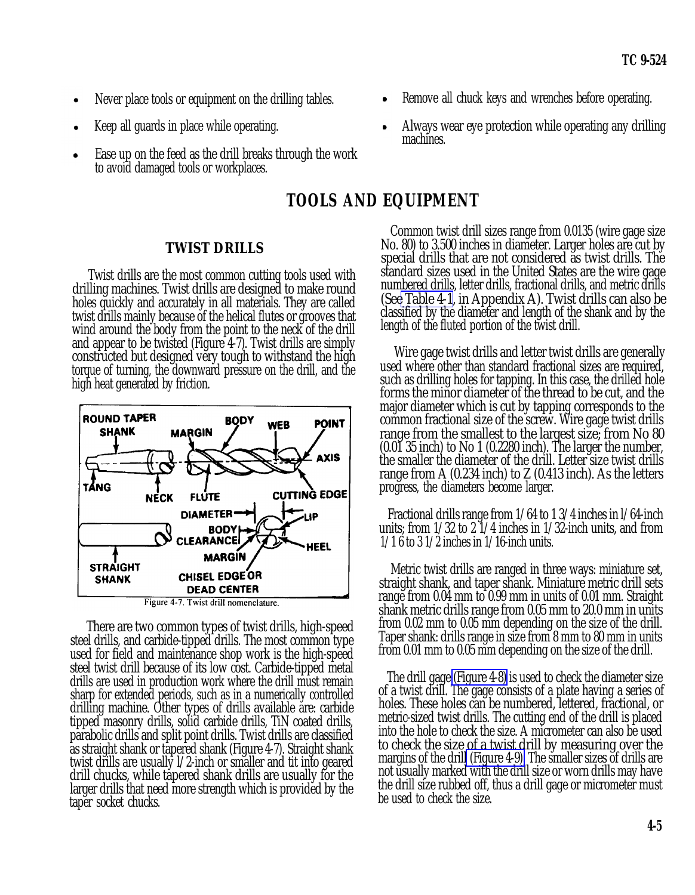- Never place tools or equipment on the drilling tables.
- Keep all guards in place while operating.
- Ease up on the feed as the drill breaks through the work to avoid damaged tools or workplaces.
- Remove all chuck keys and wrenches before operating.
- Always wear eye protection while operating any drilling machines.

## TOOLS AND EQUIPMENT

### TWIST DRILLS

Twist drills are the most common cutting tools used with drilling machines. Twist drills are designed to make round holes quickly and accurately in all materials. They are called twist drills mainly because of the helical flutes or grooves that wind around the body from the point to the neck of the drill and appear to be twisted (Figure 4-7). Twist drills are simply constructed but designed very tough to withstand the high torque of turning, the downward pressure on the drill, and the high heat generated by friction.

Figure 4-7. Twist drill nomenclature.

There are two common types of twist drills, high-speed steel drills, and carbide-tipped drills. The most common type used for field and maintenance shop work is the high-speed steel twist drill because of its low cost. Carbide-tipped metal drills are used in production work where the drill must remain sharp for extended periods, such as in a numerically controlled drilling machine. Other types of drills available are: carbide tipped masonry drills, solid carbide drills, TiN coated drills, parabolic drills and split point drills. Twist drills are classified as straight shank or tapered shank (Figure 4-7). Straight shank twist drills are usually l/2-inch or smaller and tit into geared drill chucks, while tapered shank drills are usually for the larger drills that need more strength which is provided by the taper socket chucks.

Common twist drill sizes range from 0.0135 (wire gage size No. 80) to 3.500 inches in diameter. Larger holes are cut by special drills that are not considered as twist drills. The standard sizes used in the United States are the wire gage numbered drills, letter drills, fractional drills, and metric drills (See Table 4-1, in Appendix A). Twist drills can also be classified by the diameter and length of the shank and by the length of the fluted portion of the twist drill.

Wire gage twist drills and letter twist drills are generally used where other than standard fractional sizes are required, such as drilling holes for tapping. In this case, the drilled hole forms the minor diameter of the thread to be cut, and the major diameter which is cut by tapping corresponds to the common fractional size of the screw. Wire gage twist drills range from the smallest to the largest size; from No 80 (0.01 35 inch) to No 1 (0.2280 inch). The larger the number, the smaller the diameter of the drill. Letter size twist drills range from A (0.234 inch) to Z (0.413 inch). As the letters progress, the diameters become larger.

Fractional drills range from 1/64 to 1 3/4 inches in l/64-inch units; from 1/32 to 2 1/4 inches in 1/32-inch units, and from 1/1 6 to 3 1/2 inches in 1/16-inch units.

Metric twist drills are ranged in three ways: miniature set, straight shank, and taper shank. Miniature metric drill sets range from 0.04 mm to 0.99 mm in units of 0.01 mm. Straight shank metric drills range from 0.05 mm to 20.0 mm in units from 0.02 mm to 0.05 mm depending on the size of the drill. Taper shank: drills range in size from 8 mm to 80 mm in units from 0.01 mm to 0.05 mm depending on the size of the drill.

The drill gage (Figure 4-8) is used to check the diameter size of a twist drill. The gage consists of a plate having a series of holes. These holes can be numbered, lettered, fractional, or metric-sized twist drills. The cutting end of the drill is placed into the hole to check the size. A micrometer can also be used to check the size of a twist drill by measuring over the margins of the drill (Figure 4-9). The smaller sizes of drills are not usually marked with the drill size or worn drills may have the drill size rubbed off, thus a drill gage or micrometer must be used to check the size.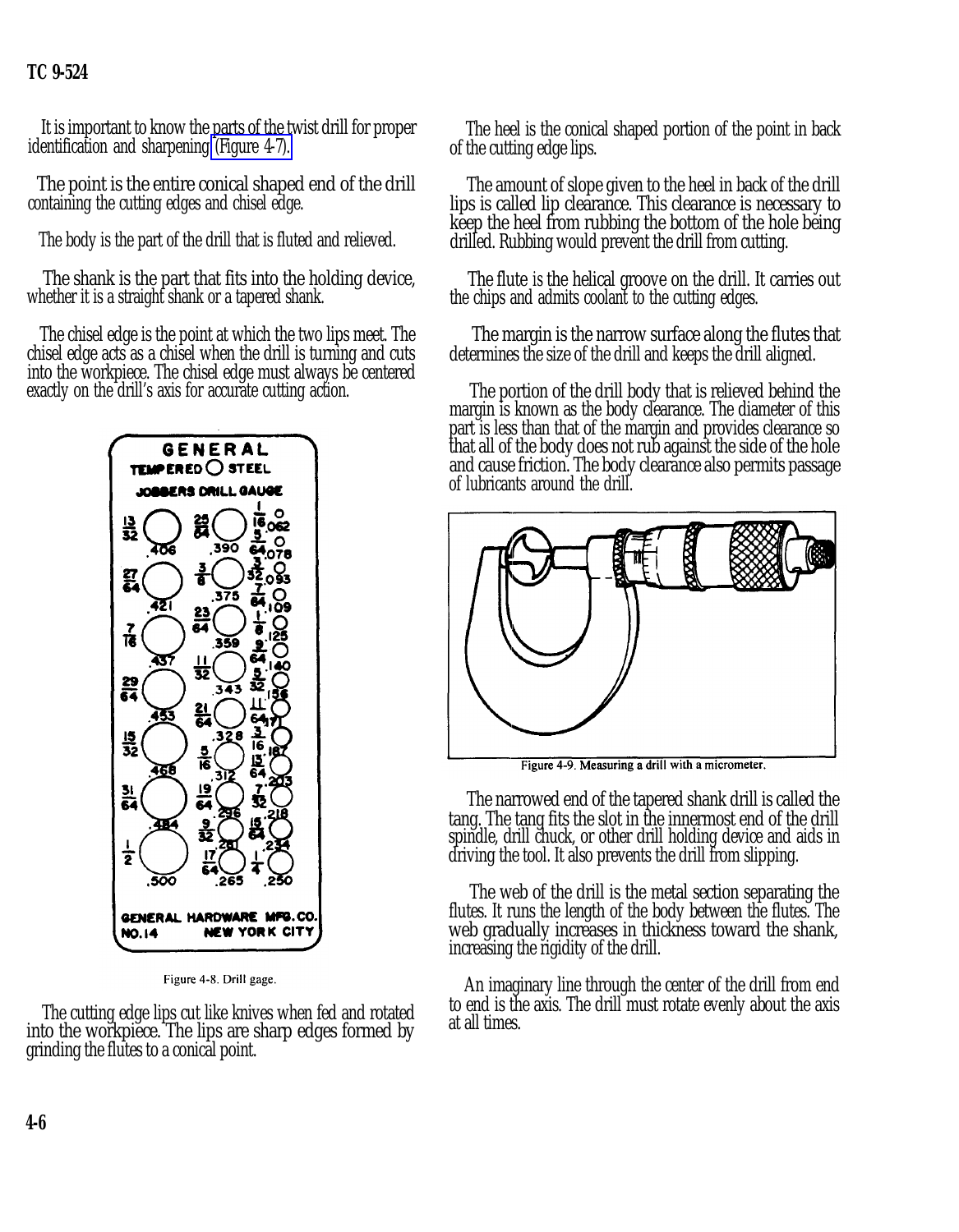It is important to know the parts of the twist drill for proper identification and sharpening (Figure 4-7).

The point is the entire conical shaped end of the drill containing the cutting edges and chisel edge.

The body is the part of the drill that is fluted and relieved.

The shank is the part that fits into the holding device, whether it is a straight shank or a tapered shank.

The chisel edge is the point at which the two lips meet. The chisel edge acts as a chisel when the drill is turning and cuts into the workpiece. The chisel edge must always be centered exactly on the drill's axis for accurate cutting action.

Figure 4-8. Drill gage.

The cutting edge lips cut like knives when fed and rotated into the workpiece. The lips are sharp edges formed by grinding the flutes to a conical point.

The heel is the conical shaped portion of the point in back of the cutting edge lips.

The amount of slope given to the heel in back of the drill lips is called lip clearance. This clearance is necessary to keep the heel from rubbing the bottom of the hole being drilled. Rubbing would prevent the drill from cutting.

The flute is the helical groove on the drill. It carries out the chips and admits coolant to the cutting edges.

The margin is the narrow surface along the flutes that determines the size of the drill and keeps the drill aligned.

The portion of the drill body that is relieved behind the margin is known as the body clearance. The diameter of this part is less than that of the margin and provides clearance so that all of the body does not rub against the side of the hole and cause friction. The body clearance also permits passage of lubricants around the drill.

Figure 4-9. Measuring a drill with a micrometer.

The narrowed end of the tapered shank drill is called the tang. The tang fits the slot in the innermost end of the drill spindle, drill chuck, or other drill holding device and aids in driving the tool. It also prevents the drill from slipping.

The web of the drill is the metal section separating the flutes. It runs the length of the body between the flutes. The web gradually increases in thickness toward the shank, increasing the rigidity of the drill.

An imaginary line through the center of the drill from end to end is the axis. The drill must rotate evenly about the axis at all times.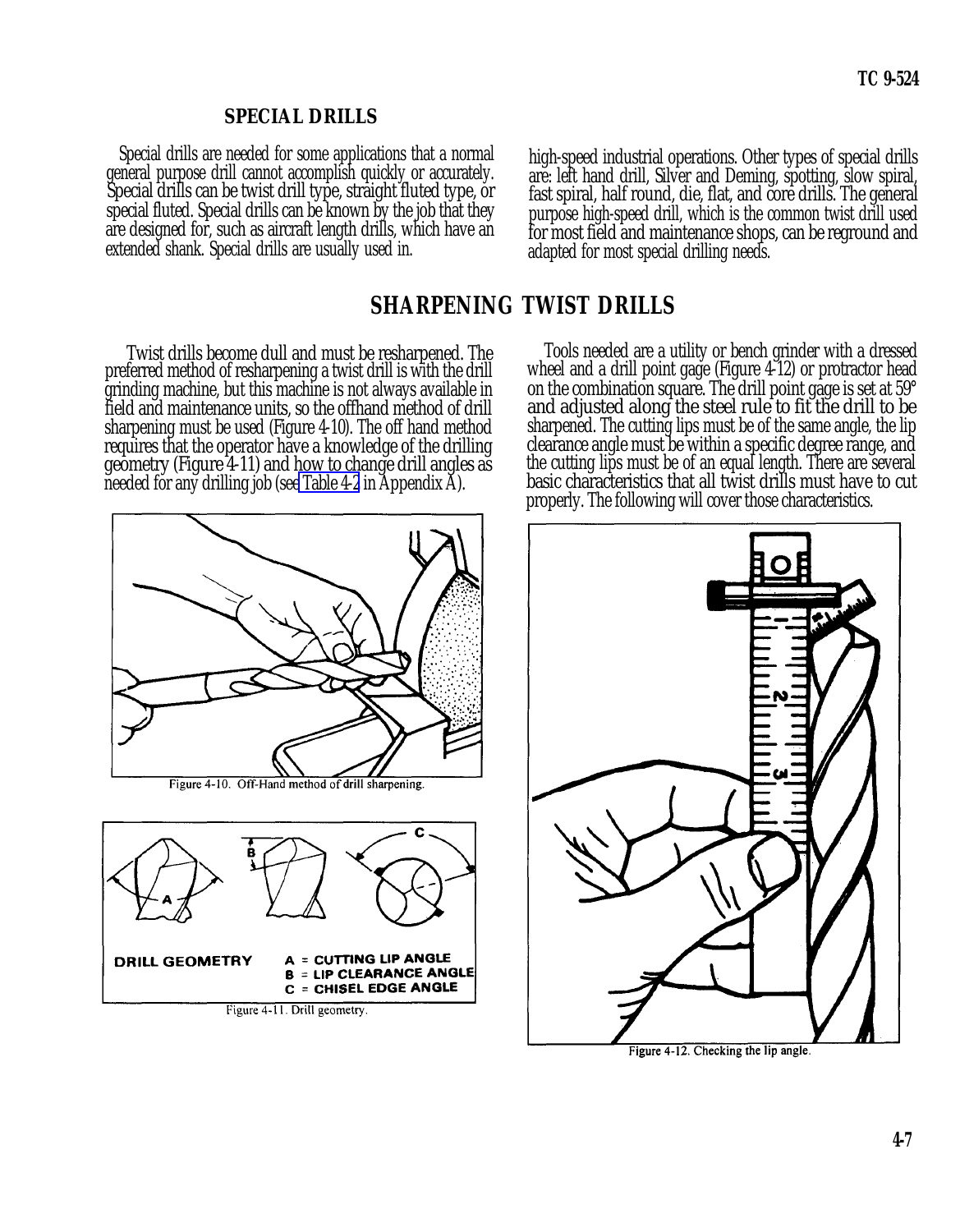## SPECIAL DRILLS

Special drills are needed for some applications that a normal general purpose drill cannot accomplish quickly or accurately. Special drills can be twist drill type, straight fluted type, or special fluted. Special drills can be known by the job that they are designed for, such as aircraft length drills, which have an extended shank. Special drills are usually used in. high-speed industrial operations. Other types of special drills are: left hand drill, Silver and Deming, spotting, slow spiral, fast spiral, half round, die, flat, and core drills. The general purpose high-speed drill, which is the common twist drill used for most field and maintenance shops, can be reground and adapted for most special drilling needs.

# SHARPENING TWIST DRILLS

Twist drills become dull and must be resharpened. The preferred method of resharpening a twist drill is with the drill grinding machine, but this machine is not always available in field and maintenance units, so the offhand method of drill sharpening must be used (Figure 4-10). The off hand method requires that the operator have a knowledge of the drilling geometry (Figure 4-11) and how to change drill angles as needed for any drilling job (see Table 4-2 in Appendix A).

Figure 4-10. Off-Hand method of drill sharpening.

DRILL GEOMETRY

A = CUTTING LIP ANGLE
B = LIP CLEARANCE ANGLE
C = CHISEL EDGE ANGLE

Figure 4-11. Drill geometry.

Tools needed are a utility or bench grinder with a dressed wheel and a drill point gage (Figure 4-12) or protractor head on the combination square. The drill point gage is set at 59° and adjusted along the steel rule to fit the drill to be sharpened. The cutting lips must be of the same angle, the lip clearance angle must be within a specific degree range, and the cutting lips must be of an equal length. There are several basic characteristics that all twist drills must have to cut properly. The following will cover those characteristics.

Figure 4-12. Checking the lip angle.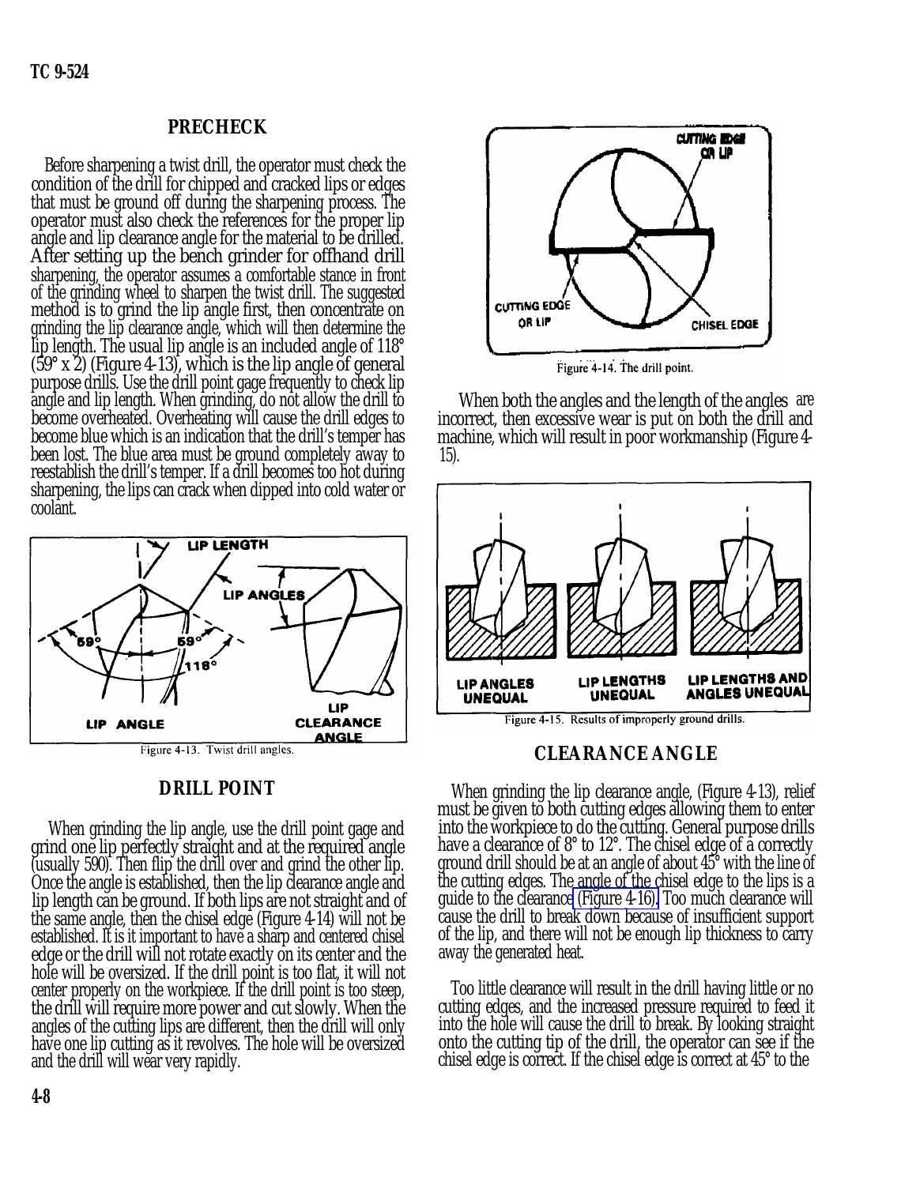## PRECHECK

Before sharpening a twist drill, the operator must check the condition of the drill for chipped and cracked lips or edges that must be ground off during the sharpening process. The operator must also check the references for the proper lip angle and lip clearance angle for the material to be drilled. After setting up the bench grinder for offhand drill sharpening, the operator assumes a comfortable stance in front of the grinding wheel to sharpen the twist drill. The suggested method is to grind the lip angle first, then concentrate on grinding the lip clearance angle, which will then determine the lip length. The usual lip angle is an included angle of 118° (59° x 2) (Figure 4-13), which is the lip angle of general purpose drills. Use the drill point gage frequently to check lip angle and lip length. When grinding, do not allow the drill to become overheated. Overheating will cause the drill edges to become blue which is an indication that the drill's temper has been lost. The blue area must be ground completely away to reestablish the drill's temper. If a drill becomes too hot during sharpening, the lips can crack when dipped into cold water or coolant.

LIP LENGTH
LIP ANGLES
59°
59°
118°
LIP ANGLE
LIP CLEARANCE ANGLE

Figure 4-13. Twist drill angles.

## DRILL POINT

When grinding the lip angle, use the drill point gage and grind one lip perfectly straight and at the required angle (usually 590). Then flip the drill over and grind the other lip. Once the angle is established, then the lip clearance angle and lip length can be ground. If both lips are not straight and of the same angle, then the chisel edge (Figure 4-14) will not be established. It is it important to have a sharp and centered chisel edge or the drill will not rotate exactly on its center and the hole will be oversized. If the drill point is too flat, it will not center properly on the workpiece. If the drill point is too steep, the drill will require more power and cut slowly. When the angles of the cutting lips are different, then the drill will only have one lip cutting as it revolves. The hole will be oversized and the drill will wear very rapidly.

CUTTING EDGE OR LIP
CUTTING EDGE OR LIP
CHISEL EDGE

Figure 4-14. The drill point.

When both the angles and the length of the angles are incorrect, then excessive wear is put on both the drill and machine, which will result in poor workmanship (Figure 4-15).

LIP ANGLES UNEQUAL
LIP LENGTHS UNEQUAL
LIP LENGTHS AND ANGLES UNEQUAL

Figure 4-15. Results of improperly ground drills.

## CLEARANCE ANGLE

When grinding the lip clearance angle, (Figure 4-13), relief must be given to both cutting edges allowing them to enter into the workpiece to do the cutting. General purpose drills have a clearance of 8° to 12°. The chisel edge of a correctly ground drill should be at an angle of about 45° with the line of the cutting edges. The angle of the chisel edge to the lips is a guide to the clearance (Figure 4-16). Too much clearance will cause the drill to break down because of insufficient support of the lip, and there will not be enough lip thickness to carry away the generated heat.

Too little clearance will result in the drill having little or no cutting edges, and the increased pressure required to feed it into the hole will cause the drill to break. By looking straight onto the cutting tip of the drill, the operator can see if the chisel edge is correct. If the chisel edge is correct at 45° to the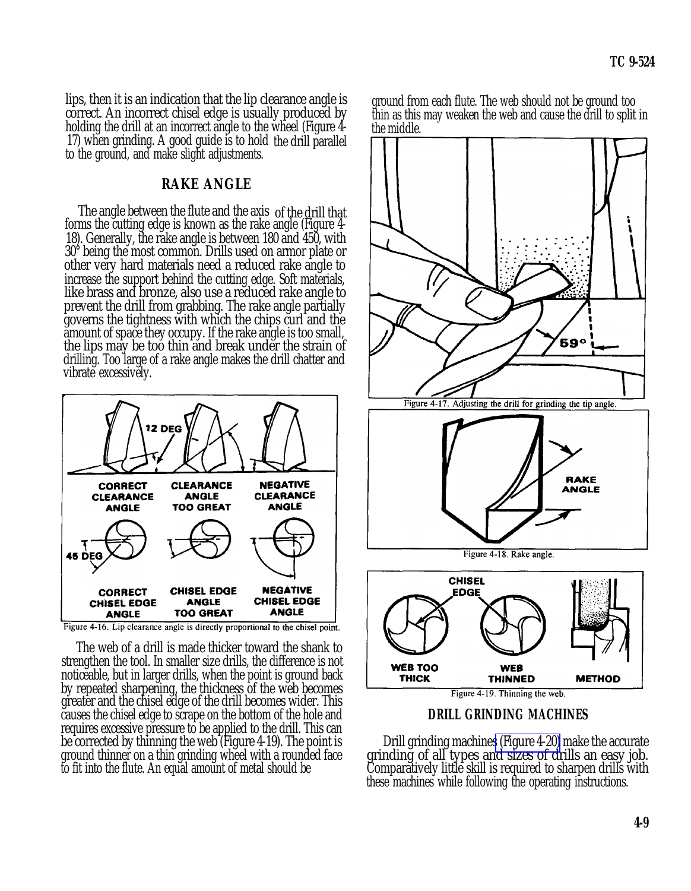lips, then it is an indication that the lip clearance angle is correct. An incorrect chisel edge is usually produced by holding the drill at an incorrect angle to the wheel (Figure 4-17) when grinding. A good guide is to hold the drill parallel to the ground, and make slight adjustments.

## RAKE ANGLE

The angle between the flute and the axis of the drill that forms the cutting edge is known as the rake angle (Figure 4-18). Generally, the rake angle is between 180 and 450, with 30° being the most common. Drills used on armor plate or other very hard materials need a reduced rake angle to increase the support behind the cutting edge. Soft materials, like brass and bronze, also use a reduced rake angle to prevent the drill from grabbing. The rake angle partially governs the tightness with which the chips curl and the amount of space they occupy. If the rake angle is too small, the lips may be too thin and break under the strain of drilling. Too large of a rake angle makes the drill chatter and vibrate excessively.

Figure 4-16. Lip clearance angle is directly proportional to the chisel point.

The web of a drill is made thicker toward the shank to strengthen the tool. In smaller size drills, the difference is not noticeable, but in larger drills, when the point is ground back by repeated sharpening, the thickness of the web becomes greater and the chisel edge of the drill becomes wider. This causes the chisel edge to scrape on the bottom of the hole and requires excessive pressure to be applied to the drill. This can be corrected by thinning the web (Figure 4-19). The point is ground thinner on a thin grinding wheel with a rounded face to fit into the flute. An equal amount of metal should be ground from each flute. The web should not be ground too thin as this may weaken the web and cause the drill to split in the middle.

Figure 4-17. Adjusting the drill for grinding the tip angle.

Figure 4-18. Rake angle.

Figure 4-19. Thinning the web.

## DRILL GRINDING MACHINES

Drill grinding machines (Figure 4-20) make the accurate grinding of all types and sizes of drills an easy job. Comparatively little skill is required to sharpen drills with these machines while following the operating instructions.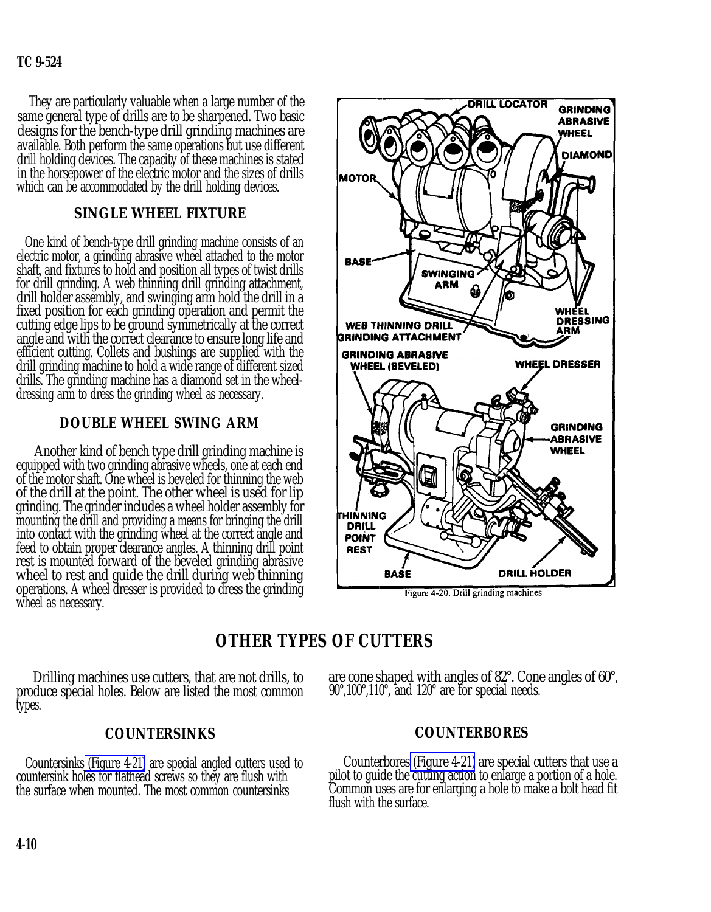They are particularly valuable when a large number of the same general type of drills are to be sharpened. Two basic designs for the bench-type drill grinding machines are available. Both perform the same operations but use different drill holding devices. The capacity of these machines is stated in the horsepower of the electric motor and the sizes of drills which can be accommodated by the drill holding devices.

### SINGLE WHEEL FIXTURE

One kind of bench-type drill grinding machine consists of an electric motor, a grinding abrasive wheel attached to the motor shaft, and fixtures to hold and position all types of twist drills for drill grinding. A web thinning drill grinding attachment, drill holder assembly, and swinging arm hold the drill in a fixed position for each grinding operation and permit the cutting edge lips to be ground symmetrically at the correct angle and with the correct clearance to ensure long life and efficient cutting. Collets and bushings are supplied with the drill grinding machine to hold a wide range of different sized drills. The grinding machine has a diamond set in the wheel-dressing arm to dress the grinding wheel as necessary.

### DOUBLE WHEEL SWING ARM

Another kind of bench type drill grinding machine is equipped with two grinding abrasive wheels, one at each end of the motor shaft. One wheel is beveled for thinning the web of the drill at the point. The other wheel is used for lip grinding. The grinder includes a wheel holder assembly for mounting the drill and providing a means for bringing the drill into contact with the grinding wheel at the correct angle and feed to obtain proper clearance angles. A thinning drill point rest is mounted forward of the beveled grinding abrasive wheel to rest and guide the drill during web thinning operations. A wheel dresser is provided to dress the grinding wheel as necessary.

DRILL LOCATOR
GRINDING ABRASIVE WHEEL
DIAMOND
MOTOR
BASE
SWINGING ARM
WHEEL DRESSING ARM
WEB THINNING DRILL GRINDING ATTACHMENT
GRINDING ABRASIVE WHEEL (BEVELED)
WHEEL DRESSER
GRINDING ABRASIVE WHEEL
THINNING DRILL POINT REST
BASE
DRILL HOLDER

Figure 4-20. Drill grinding machines

## OTHER TYPES OF CUTTERS

Drilling machines use cutters, that are not drills, to produce special holes. Below are listed the most common types.

### COUNTERSINKS

Countersinks (Figure 4-21) are special angled cutters used to countersink holes for flathead screws so they are flush with the surface when mounted. The most common countersinks are cone shaped with angles of 82°. Cone angles of 60°, 90°,100°,110°, and 120° are for special needs.

### COUNTERBORES

Counterbores (Figure 4-21) are special cutters that use a pilot to guide the cutting action to enlarge a portion of a hole. Common uses are for enlarging a hole to make a bolt head fit flush with the surface.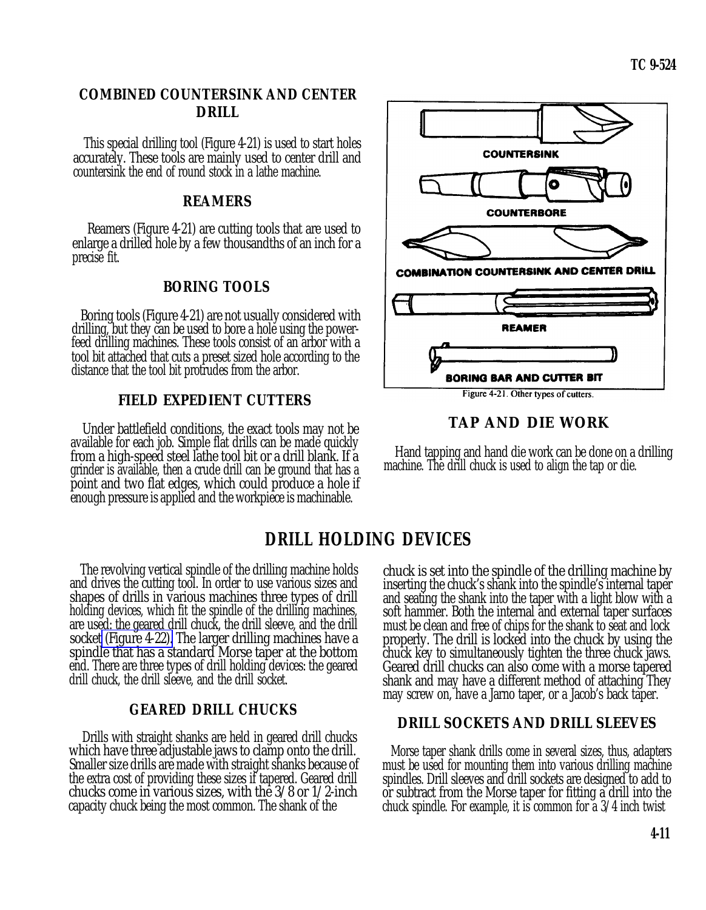### COMBINED COUNTERSINK AND CENTER DRILL

This special drilling tool (Figure 4-21) is used to start holes accurately. These tools are mainly used to center drill and countersink the end of round stock in a lathe machine.

### REAMERS

Reamers (Figure 4-21) are cutting tools that are used to enlarge a drilled hole by a few thousandths of an inch for a precise fit.

### BORING TOOLS

Boring tools (Figure 4-21) are not usually considered with drilling, but they can be used to bore a hole using the power-feed drilling machines. These tools consist of an arbor with a tool bit attached that cuts a preset sized hole according to the distance that the tool bit protrudes from the arbor.

### FIELD EXPEDIENT CUTTERS

Under battlefield conditions, the exact tools may not be available for each job. Simple flat drills can be made quickly from a high-speed steel lathe tool bit or a drill blank. If a grinder is available, then a crude drill can be ground that has a point and two flat edges, which could produce a hole if enough pressure is applied and the workpiece is machinable.

COUNTERSINK

COUNTERBORE

COMBINATION COUNTERSINK AND CENTER DRILL

REAMER

BORING BAR AND CUTTER BIT

Figure 4-21. Other types of cutters.

### TAP AND DIE WORK

Hand tapping and hand die work can be done on a drilling machine. The drill chuck is used to align the tap or die.

## DRILL HOLDING DEVICES

The revolving vertical spindle of the drilling machine holds and drives the cutting tool. In order to use various sizes and shapes of drills in various machines three types of drill holding devices, which fit the spindle of the drilling machines, are used: the geared drill chuck, the drill sleeve, and the drill socket (Figure 4-22). The larger drilling machines have a spindle that has a standard Morse taper at the bottom end. There are three types of drill holding devices: the geared drill chuck, the drill sleeve, and the drill socket.

### GEARED DRILL CHUCKS

Drills with straight shanks are held in geared drill chucks which have three adjustable jaws to clamp onto the drill. Smaller size drills are made with straight shanks because of the extra cost of providing these sizes if tapered. Geared drill chucks come in various sizes, with the 3/8 or 1/2-inch capacity chuck being the most common. The shank of the chuck is set into the spindle of the drilling machine by inserting the chuck's shank into the spindle's internal taper and seating the shank into the taper with a light blow with a soft hammer. Both the internal and external taper surfaces must be clean and free of chips for the shank to seat and lock properly. The drill is locked into the chuck by using the chuck key to simultaneously tighten the three chuck jaws. Geared drill chucks can also come with a morse tapered shank and may have a different method of attaching They may screw on, have a Jarno taper, or a Jacob's back taper.

### DRILL SOCKETS AND DRILL SLEEVES

Morse taper shank drills come in several sizes, thus, adapters must be used for mounting them into various drilling machine spindles. Drill sleeves and drill sockets are designed to add to or subtract from the Morse taper for fitting a drill into the chuck spindle. For example, it is common for a 3/4 inch twist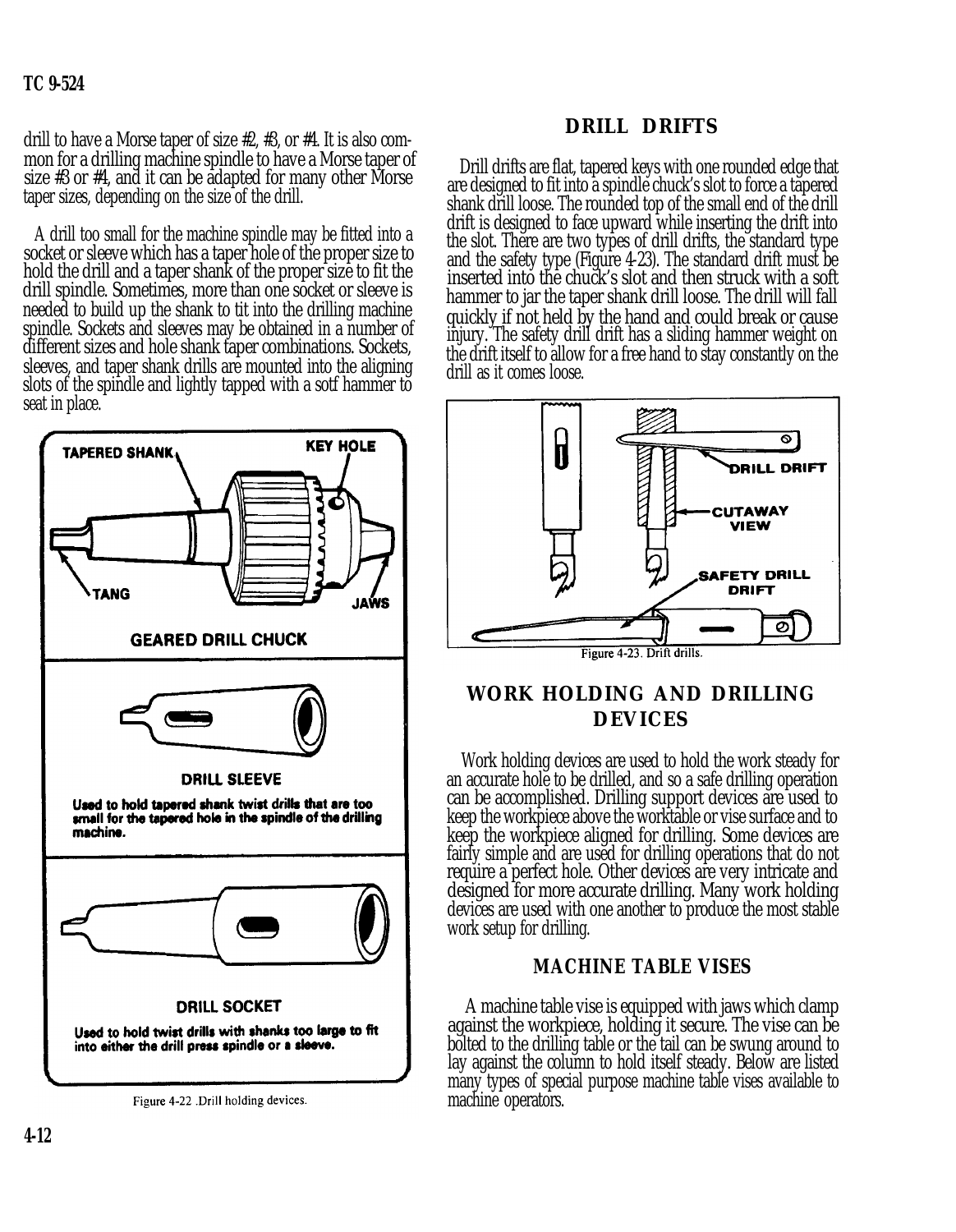drill to have a Morse taper of size #2, #3, or #4. It is also common for a drilling machine spindle to have a Morse taper of size #3 or #4, and it can be adapted for many other Morse taper sizes, depending on the size of the drill.

A drill too small for the machine spindle may be fitted into a socket or sleeve which has a taper hole of the proper size to hold the drill and a taper shank of the proper size to fit the drill spindle. Sometimes, more than one socket or sleeve is needed to build up the shank to tit into the drilling machine spindle. Sockets and sleeves may be obtained in a number of different sizes and hole shank taper combinations. Sockets, sleeves, and taper shank drills are mounted into the aligning slots of the spindle and lightly tapped with a sotf hammer to seat in place.

TAPERED SHANK

KEY HOLE

TANG

JAWS

GEARED DRILL CHUCK

DRILL SLEEVE

Used to hold tapered shank twist drills that are too small for the tapered hole in the spindle of the drilling machine.

DRILL SOCKET

Used to hold twist drills with shanks too large to fit into either the drill press spindle or a sleeve.

Figure 4-22 .Drill holding devices.

## DRILL DRIFTS

Drill drifts are flat, tapered keys with one rounded edge that are designed to fit into a spindle chuck's slot to force a tapered shank drill loose. The rounded top of the small end of the drill drift is designed to face upward while inserting the drift into the slot. There are two types of drill drifts, the standard type and the safety type (Figure 4-23). The standard drift must be inserted into the chuck's slot and then struck with a soft hammer to jar the taper shank drill loose. The drill will fall quickly if not held by the hand and could break or cause injury. The safety drill drift has a sliding hammer weight on the drift itself to allow for a free hand to stay constantly on the drill as it comes loose.

DRILL DRIFT

CUTAWAY VIEW

SAFETY DRILL DRIFT

Figure 4-23. Drift drills.

## WORK HOLDING AND DRILLING DEVICES

Work holding devices are used to hold the work steady for an accurate hole to be drilled, and so a safe drilling operation can be accomplished. Drilling support devices are used to keep the workpiece above the worktable or vise surface and to keep the workpiece aligned for drilling. Some devices are fairly simple and are used for drilling operations that do not require a perfect hole. Other devices are very intricate and designed for more accurate drilling. Many work holding devices are used with one another to produce the most stable work setup for drilling.

### MACHINE TABLE VISES

A machine table vise is equipped with jaws which clamp against the workpiece, holding it secure. The vise can be bolted to the drilling table or the tail can be swung around to lay against the column to hold itself steady. Below are listed many types of special purpose machine table vises available to machine operators.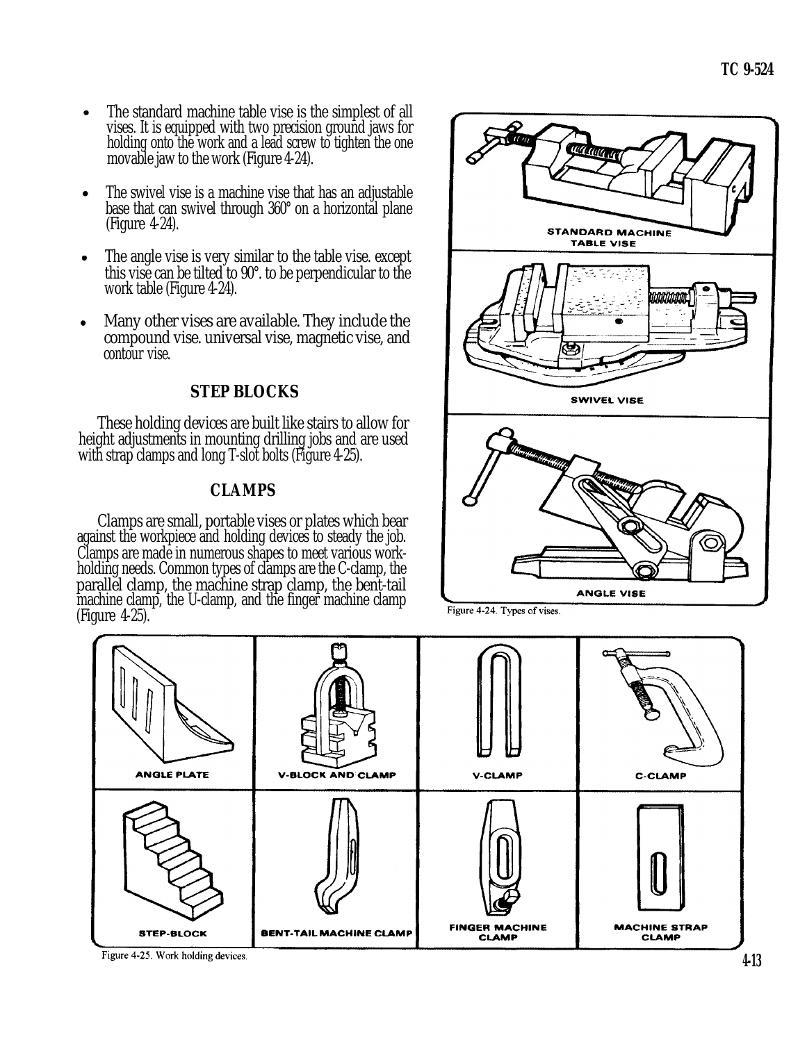- The standard machine table vise is the simplest of all vises. It is equipped with two precision ground jaws for holding onto the work and a lead screw to tighten the one movable jaw to the work (Figure 4-24).
- The swivel vise is a machine vise that has an adjustable base that can swivel through 360° on a horizontal plane (Figure 4-24).
- The angle vise is very similar to the table vise. except this vise can be tilted to 90°. to be perpendicular to the work table (Figure 4-24).
- Many other vises are available. They include the compound vise. universal vise, magnetic vise, and contour vise.

## STEP BLOCKS

These holding devices are built like stairs to allow for height adjustments in mounting drilling jobs and are used with strap clamps and long T-slot bolts (Figure 4-25).

## CLAMPS

Clamps are small, portable vises or plates which bear against the workpiece and holding devices to steady the job. Clamps are made in numerous shapes to meet various work-holding needs. Common types of clamps are the C-clamp, the parallel clamp, the machine strap clamp, the bent-tail machine clamp, the U-clamp, and the finger machine clamp (Figure 4-25).

STANDARD MACHINE TABLE VISE

SWIVEL VISE

ANGLE VISE

Figure 4-24. Types of vises.

ANGLE PLATE

V-BLOCK AND CLAMP

V-CLAMP

C-CLAMP

STEP-BLOCK

BENT-TAIL MACHINE CLAMP

FINGER MACHINE CLAMP

MACHINE STRAP CLAMP

Figure 4-25. Work holding devices.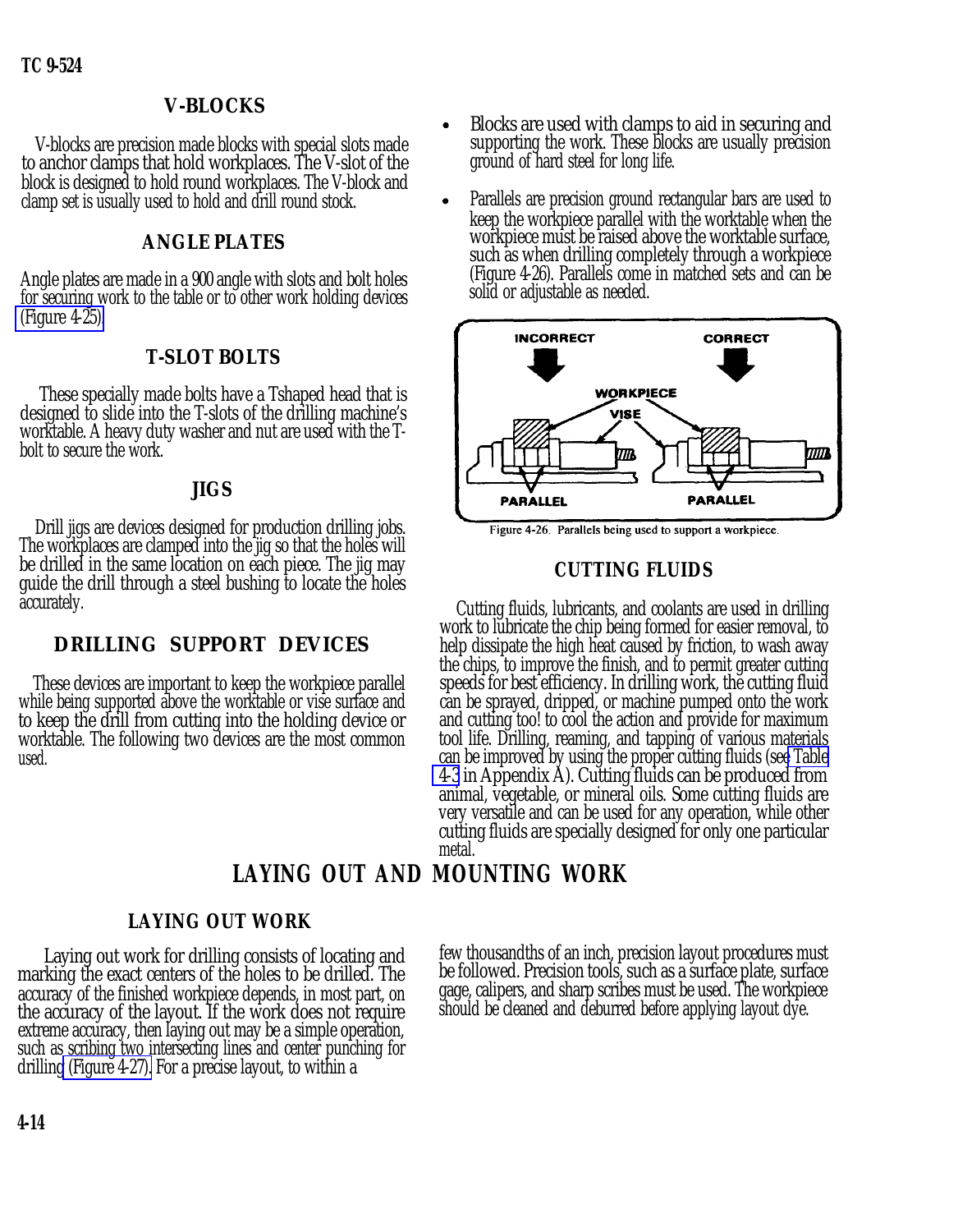## V-BLOCKS

V-blocks are precision made blocks with special slots made to anchor clamps that hold workplaces. The V-slot of the block is designed to hold round workplaces. The V-block and clamp set is usually used to hold and drill round stock.

## ANGLE PLATES

Angle plates are made in a 900 angle with slots and bolt holes for securing work to the table or to other work holding devices (Figure 4-25).

## T-SLOT BOLTS

These specially made bolts have a Tshaped head that is designed to slide into the T-slots of the drilling machine's worktable. A heavy duty washer and nut are used with the T-bolt to secure the work.

## JIGS

Drill jigs are devices designed for production drilling jobs. The workplaces are clamped into the jig so that the holes will be drilled in the same location on each piece. The jig may guide the drill through a steel bushing to locate the holes accurately.

## DRILLING SUPPORT DEVICES

These devices are important to keep the workpiece parallel while being supported above the worktable or vise surface and to keep the drill from cutting into the holding device or worktable. The following two devices are the most common used.

- Blocks are used with clamps to aid in securing and supporting the work. These blocks are usually precision ground of hard steel for long life.
- Parallels are precision ground rectangular bars are used to keep the workpiece parallel with the worktable when the workpiece must be raised above the worktable surface, such as when drilling completely through a workpiece (Figure 4-26). Parallels come in matched sets and can be solid or adjustable as needed.

INCORRECT
CORRECT
WORKPIECE
VISE
PARALLEL
PARALLEL

Figure 4-26. Parallels being used to support a workpiece.

## CUTTING FLUIDS

Cutting fluids, lubricants, and coolants are used in drilling work to lubricate the chip being formed for easier removal, to help dissipate the high heat caused by friction, to wash away the chips, to improve the finish, and to permit greater cutting speeds for best efficiency. In drilling work, the cutting fluid can be sprayed, dripped, or machine pumped onto the work and cutting too! to cool the action and provide for maximum tool life. Drilling, reaming, and tapping of various materials can be improved by using the proper cutting fluids (see Table 4-3 in Appendix A). Cutting fluids can be produced from animal, vegetable, or mineral oils. Some cutting fluids are very versatile and can be used for any operation, while other cutting fluids are specially designed for only one particular metal.

# LAYING OUT AND MOUNTING WORK

## LAYING OUT WORK

Laying out work for drilling consists of locating and marking the exact centers of the holes to be drilled. The accuracy of the finished workpiece depends, in most part, on the accuracy of the layout. If the work does not require extreme accuracy, then laying out may be a simple operation, such as scribing two intersecting lines and center punching for drilling (Figure 4-27). For a precise layout, to within a few thousandths of an inch, precision layout procedures must be followed. Precision tools, such as a surface plate, surface gage, calipers, and sharp scribes must be used. The workpiece should be cleaned and deburred before applying layout dye.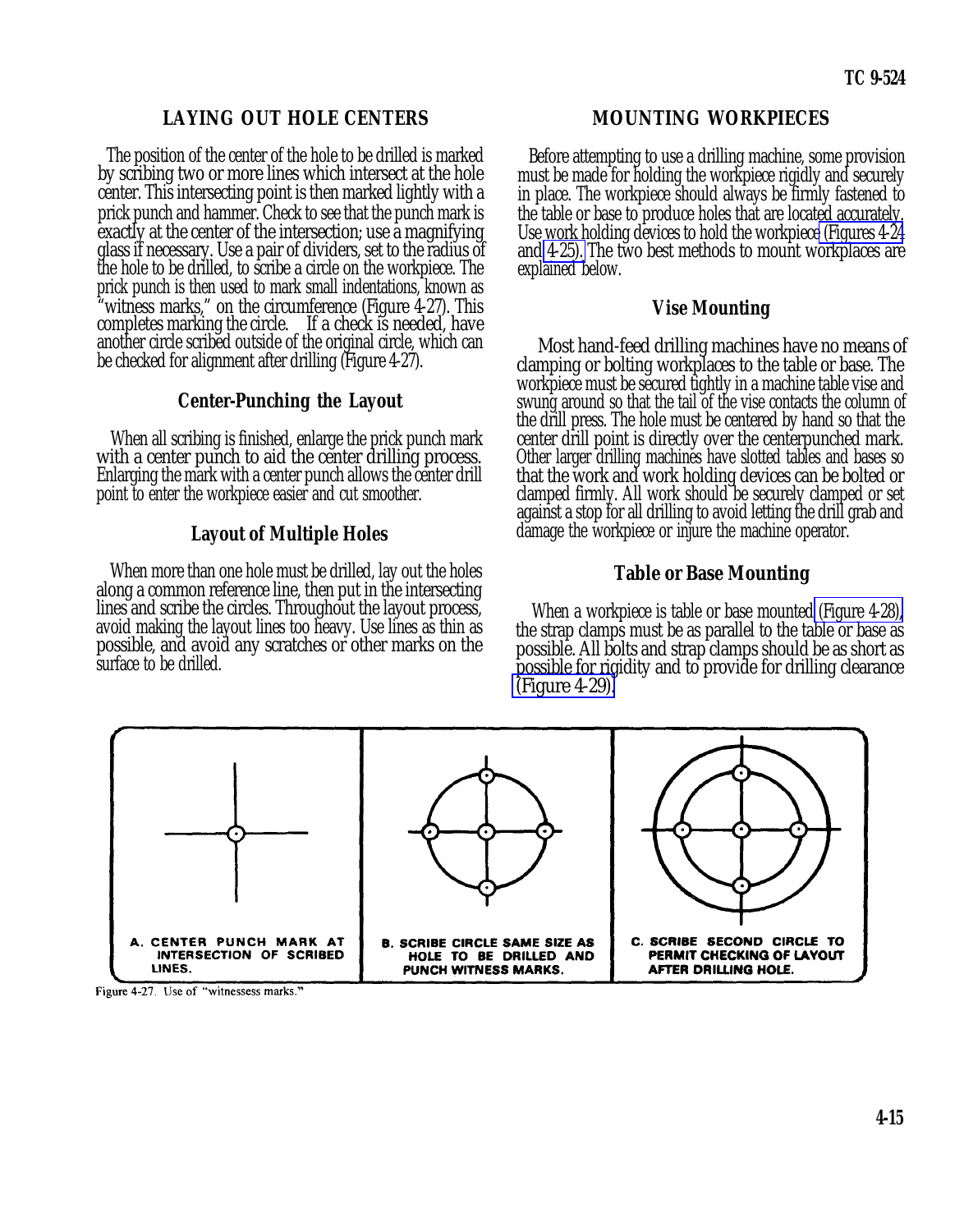## LAYING OUT HOLE CENTERS

The position of the center of the hole to be drilled is marked by scribing two or more lines which intersect at the hole center. This intersecting point is then marked lightly with a prick punch and hammer. Check to see that the punch mark is exactly at the center of the intersection; use a magnifying glass if necessary. Use a pair of dividers, set to the radius of the hole to be drilled, to scribe a circle on the workpiece. The prick punch is then used to mark small indentations, known as "witness marks," on the circumference (Figure 4-27). This completes marking the circle. If a check is needed, have another circle scribed outside of the original circle, which can be checked for alignment after drilling (Figure 4-27).

### Center-Punching the Layout

When all scribing is finished, enlarge the prick punch mark with a center punch to aid the center drilling process. Enlarging the mark with a center punch allows the center drill point to enter the workpiece easier and cut smoother.

### Layout of Multiple Holes

When more than one hole must be drilled, lay out the holes along a common reference line, then put in the intersecting lines and scribe the circles. Throughout the layout process, avoid making the layout lines too heavy. Use lines as thin as possible, and avoid any scratches or other marks on the surface to be drilled.

## MOUNTING WORKPIECES

Before attempting to use a drilling machine, some provision must be made for holding the workpiece rigidly and securely in place. The workpiece should always be firmly fastened to the table or base to produce holes that are located accurately. Use work holding devices to hold the workpiece (Figures 4-24 and 4-25). The two best methods to mount workplaces are explained below.

### Vise Mounting

Most hand-feed drilling machines have no means of clamping or bolting workplaces to the table or base. The workpiece must be secured tightly in a machine table vise and swung around so that the tail of the vise contacts the column of the drill press. The hole must be centered by hand so that the center drill point is directly over the centerpunched mark. Other larger drilling machines have slotted tables and bases so that the work and work holding devices can be bolted or clamped firmly. All work should be securely clamped or set against a stop for all drilling to avoid letting the drill grab and damage the workpiece or injure the machine operator.

### Table or Base Mounting

When a workpiece is table or base mounted (Figure 4-28), the strap clamps must be as parallel to the table or base as possible. All bolts and strap clamps should be as short as possible for rigidity and to provide for drilling clearance (Figure 4-29).

A. CENTER PUNCH MARK AT INTERSECTION OF SCRIBED LINES.

B. SCRIBE CIRCLE SAME SIZE AS HOLE TO BE DRILLED AND PUNCH WITNESS MARKS.

C. SCRIBE SECOND CIRCLE TO PERMIT CHECKING OF LAYOUT AFTER DRILLING HOLE.

Figure 4-27. Use of "witnessess marks."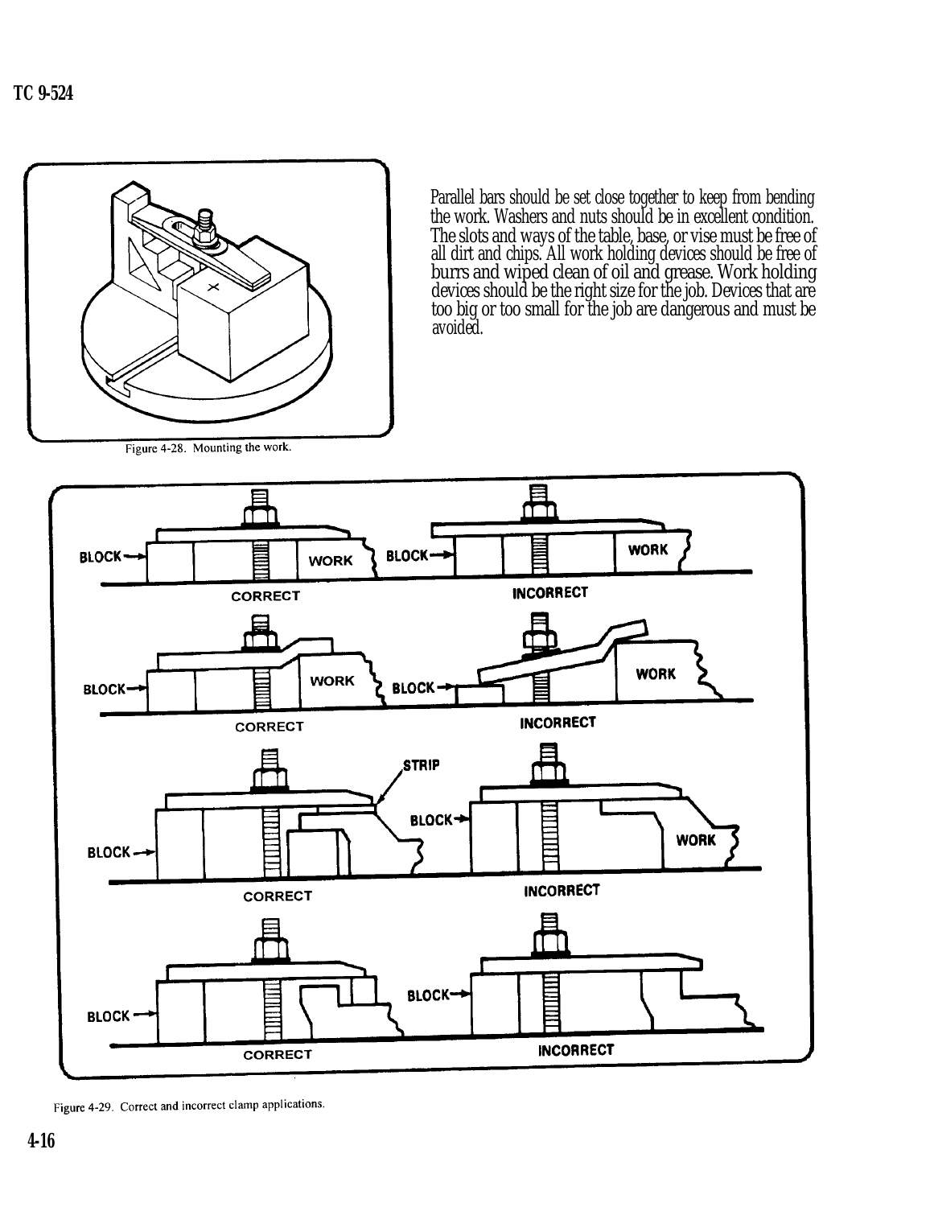Parallel bars should be set close together to keep from bending the work. Washers and nuts should be in excellent condition. The slots and ways of the table, base, or vise must be free of all dirt and chips. All work holding devices should be free of burrs and wiped clean of oil and grease. Work holding devices should be the right size for the job. Devices that are too big or too small for the job are dangerous and must be avoided.

Figure 4-28. Mounting the work.

Figure 4-29. Correct and incorrect clamp applications.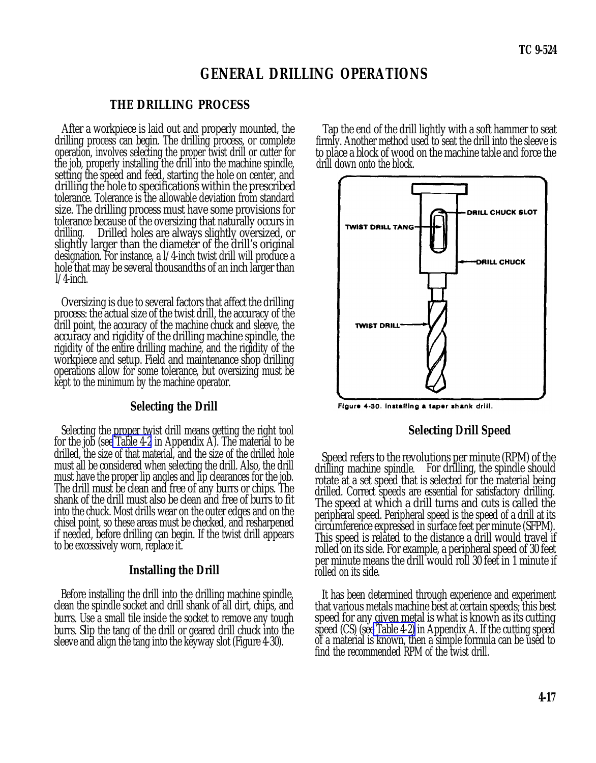# GENERAL DRILLING OPERATIONS

## THE DRILLING PROCESS

After a workpiece is laid out and properly mounted, the drilling process can begin. The drilling process, or complete operation, involves selecting the proper twist drill or cutter for the job, properly installing the drill into the machine spindle, setting the speed and feed, starting the hole on center, and drilling the hole to specifications within the prescribed tolerance. Tolerance is the allowable deviation from standard size. The drilling process must have some provisions for tolerance because of the oversizing that naturally occurs in drilling. Drilled holes are always slightly oversized, or slightly larger than the diameter of the drill's original designation. For instance, a 1/4-inch twist drill will produce a hole that may be several thousandths of an inch larger than 1/4-inch.

Oversizing is due to several factors that affect the drilling process: the actual size of the twist drill, the accuracy of the drill point, the accuracy of the machine chuck and sleeve, the accuracy and rigidity of the drilling machine spindle, the rigidity of the entire drilling machine, and the rigidity of the workpiece and setup. Field and maintenance shop drilling operations allow for some tolerance, but oversizing must be kept to the minimum by the machine operator.

### Selecting the Drill

Selecting the proper twist drill means getting the right tool for the job (see Table 4-2 in Appendix A). The material to be drilled, the size of that material, and the size of the drilled hole must all be considered when selecting the drill. Also, the drill must have the proper lip angles and lip clearances for the job. The drill must be clean and free of any burrs or chips. The shank of the drill must also be clean and free of burrs to fit into the chuck. Most drills wear on the outer edges and on the chisel point, so these areas must be checked, and resharpened if needed, before drilling can begin. If the twist drill appears to be excessively worn, replace it.

### Installing the Drill

Before installing the drill into the drilling machine spindle, clean the spindle socket and drill shank of all dirt, chips, and burrs. Use a small tile inside the socket to remove any tough burrs. Slip the tang of the drill or geared drill chuck into the sleeve and align the tang into the keyway slot (Figure 4-30).

Tap the end of the drill lightly with a soft hammer to seat firmly. Another method used to seat the drill into the sleeve is to place a block of wood on the machine table and force the drill down onto the block.

DRILL CHUCK SLOT
TWIST DRILL TANG
DRILL CHUCK
TWIST DRILL

Figure 4-30. Installing a taper shank drill.

### Selecting Drill Speed

Speed refers to the revolutions per minute (RPM) of the drilling machine spindle. For drilling, the spindle should rotate at a set speed that is selected for the material being drilled. Correct speeds are essential for satisfactory drilling. The speed at which a drill turns and cuts is called the peripheral speed. Peripheral speed is the speed of a drill at its circumference expressed in surface feet per minute (SFPM). This speed is related to the distance a drill would travel if rolled on its side. For example, a peripheral speed of 30 feet per minute means the drill would roll 30 feet in 1 minute if rolled on its side.

It has been determined through experience and experiment that various metals machine best at certain speeds; this best speed for any given metal is what is known as its cutting speed (CS) (see Table 4-2) in Appendix A. If the cutting speed of a material is known, then a simple formula can be used to find the recommended RPM of the twist drill.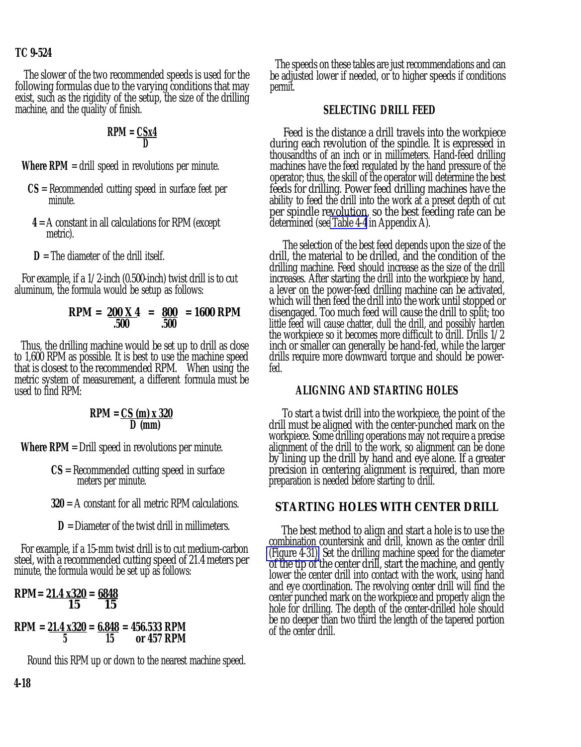The slower of the two recommended speeds is used for the following formulas due to the varying conditions that may exist, such as the rigidity of the setup, the size of the drilling machine, and the quality of finish.

$$RPM = \frac{CS \times 4}{D}$$

**Where RPM =** drill speed in revolutions per minute.

**CS =** Recommended cutting speed in surface feet per minute.

**4 =** A constant in all calculations for RPM (except metric).

**D =** The diameter of the drill itself.

For example, if a 1/2-inch (0.500-inch) twist drill is to cut aluminum, the formula would be setup as follows:

$$RPM = \frac{200 \times 4}{.500} = \frac{800}{.500} = 1600 \text{ RPM}$$

Thus, the drilling machine would be set up to drill as close to 1,600 RPM as possible. It is best to use the machine speed that is closest to the recommended RPM. When using the metric system of measurement, a different formula must be used to find RPM:

$$RPM = \frac{CS\ (m) \times 320}{D\ (mm)}$$

**Where RPM =** Drill speed in revolutions per minute.

**CS =** Recommended cutting speed in surface meters per minute.

**320 =** A constant for all metric RPM calculations.

**D =** Diameter of the twist drill in millimeters.

For example, if a 15-mm twist drill is to cut medium-carbon steel, with a recommended cutting speed of 21.4 meters per minute, the formula would be set up as follows:

$$RPM = \frac{21.4 \times 320}{15} = \frac{6848}{15}$$

$$RPM = \frac{21.4 \times 320}{5} = \frac{6.848}{15} = 456.533 \text{ RPM or } 457 \text{ RPM}$$

Round this RPM up or down to the nearest machine speed.

The speeds on these tables are just recommendations and can be adjusted lower if needed, or to higher speeds if conditions permit.

## SELECTING DRILL FEED

Feed is the distance a drill travels into the workpiece during each revolution of the spindle. It is expressed in thousandths of an inch or in millimeters. Hand-feed drilling machines have the feed regulated by the hand pressure of the operator; thus, the skill of the operator will determine the best feeds for drilling. Power feed drilling machines have the ability to feed the drill into the work at a preset depth of cut per spindle revolution, so the best feeding rate can be determined (see Table 4-4 in Appendix A).

The selection of the best feed depends upon the size of the drill, the material to be drilled, and the condition of the drilling machine. Feed should increase as the size of the drill increases. After starting the drill into the workpiece by hand, a lever on the power-feed drilling machine can be activated, which will then feed the drill into the work until stopped or disengaged. Too much feed will cause the drill to split; too little feed will cause chatter, dull the drill, and possibly harden the workpiece so it becomes more difficult to drill. Drills 1/2 inch or smaller can generally be hand-fed, while the larger drills require more downward torque and should be power-fed.

## ALIGNING AND STARTING HOLES

To start a twist drill into the workpiece, the point of the drill must be aligned with the center-punched mark on the workpiece. Some drilling operations may not require a precise alignment of the drill to the work, so alignment can be done by lining up the drill by hand and eye alone. If a greater precision in centering alignment is required, than more preparation is needed before starting to drill.

## STARTING HOLES WITH CENTER DRILL

The best method to align and start a hole is to use the combination countersink and drill, known as the center drill (Figure 4-31). Set the drilling machine speed for the diameter of the tip of the center drill, start the machine, and gently lower the center drill into contact with the work, using hand and eye coordination. The revolving center drill will find the center punched mark on the workpiece and properly align the hole for drilling. The depth of the center-drilled hole should be no deeper than two third the length of the tapered portion of the center drill.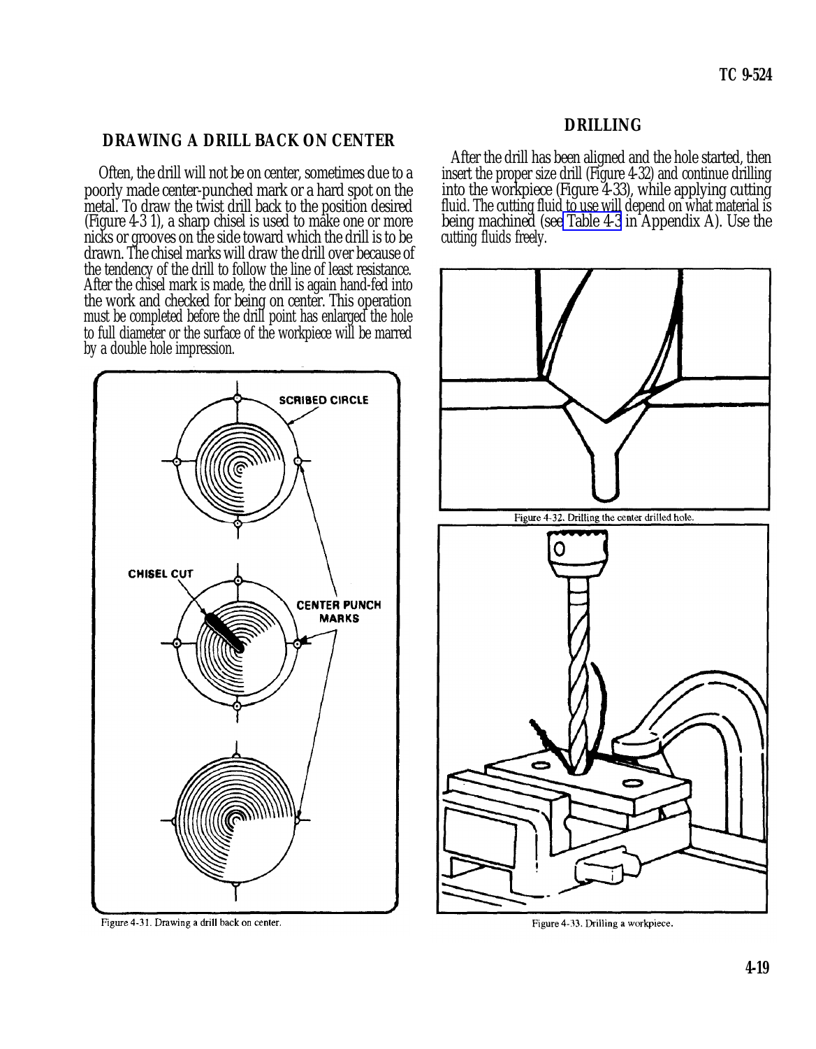## DRAWING A DRILL BACK ON CENTER

Often, the drill will not be on center, sometimes due to a poorly made center-punched mark or a hard spot on the metal. To draw the twist drill back to the position desired (Figure 4-3 1), a sharp chisel is used to make one or more nicks or grooves on the side toward which the drill is to be drawn. The chisel marks will draw the drill over because of the tendency of the drill to follow the line of least resistance. After the chisel mark is made, the drill is again hand-fed into the work and checked for being on center. This operation must be completed before the drill point has enlarged the hole to full diameter or the surface of the workpiece will be marred by a double hole impression.

Figure 4-31. Drawing a drill back on center.

## DRILLING

After the drill has been aligned and the hole started, then insert the proper size drill (Figure 4-32) and continue drilling into the workpiece (Figure 4-33), while applying cutting fluid. The cutting fluid to use will depend on what material is being machined (see Table 4-3 in Appendix A). Use the cutting fluids freely.

Figure 4-32. Drilling the center drilled hole.

Figure 4-33. Drilling a workpiece.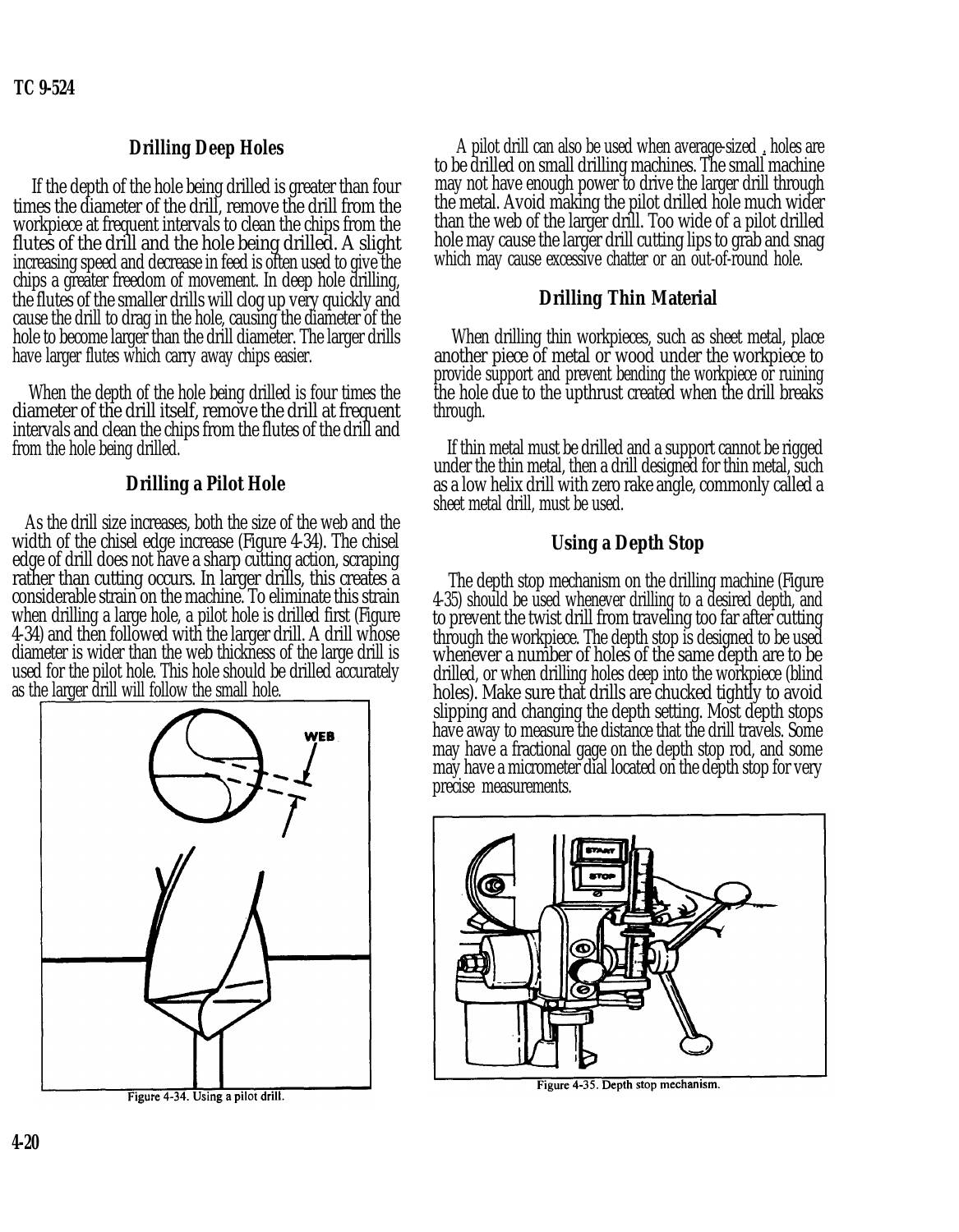### Drilling Deep Holes

If the depth of the hole being drilled is greater than four times the diameter of the drill, remove the drill from the workpiece at frequent intervals to clean the chips from the flutes of the drill and the hole being drilled. A slight increasing speed and decrease in feed is often used to give the chips a greater freedom of movement. In deep hole drilling, the flutes of the smaller drills will clog up very quickly and cause the drill to drag in the hole, causing the diameter of the hole to become larger than the drill diameter. The larger drills have larger flutes which carry away chips easier.

When the depth of the hole being drilled is four times the diameter of the drill itself, remove the drill at frequent intervals and clean the chips from the flutes of the drill and from the hole being drilled.

### Drilling a Pilot Hole

As the drill size increases, both the size of the web and the width of the chisel edge increase (Figure 4-34). The chisel edge of drill does not have a sharp cutting action, scraping rather than cutting occurs. In larger drills, this creates a considerable strain on the machine. To eliminate this strain when drilling a large hole, a pilot hole is drilled first (Figure 4-34) and then followed with the larger drill. A drill whose diameter is wider than the web thickness of the large drill is used for the pilot hole. This hole should be drilled accurately as the larger drill will follow the small hole.

Figure 4-34. Using a pilot drill.

A pilot drill can also be used when average-sized holes are to be drilled on small drilling machines. The small machine may not have enough power to drive the larger drill through the metal. Avoid making the pilot drilled hole much wider than the web of the larger drill. Too wide of a pilot drilled hole may cause the larger drill cutting lips to grab and snag which may cause excessive chatter or an out-of-round hole.

### Drilling Thin Material

When drilling thin workpieces, such as sheet metal, place another piece of metal or wood under the workpiece to provide support and prevent bending the workpiece or ruining the hole due to the upthrust created when the drill breaks through.

If thin metal must be drilled and a support cannot be rigged under the thin metal, then a drill designed for thin metal, such as a low helix drill with zero rake angle, commonly called a sheet metal drill, must be used.

### Using a Depth Stop

The depth stop mechanism on the drilling machine (Figure 4-35) should be used whenever drilling to a desired depth, and to prevent the twist drill from traveling too far after cutting through the workpiece. The depth stop is designed to be used whenever a number of holes of the same depth are to be drilled, or when drilling holes deep into the workpiece (blind holes). Make sure that drills are chucked tightly to avoid slipping and changing the depth setting. Most depth stops have away to measure the distance that the drill travels. Some may have a fractional gage on the depth stop rod, and some may have a micrometer dial located on the depth stop for very precise measurements.

Figure 4-35. Depth stop mechanism.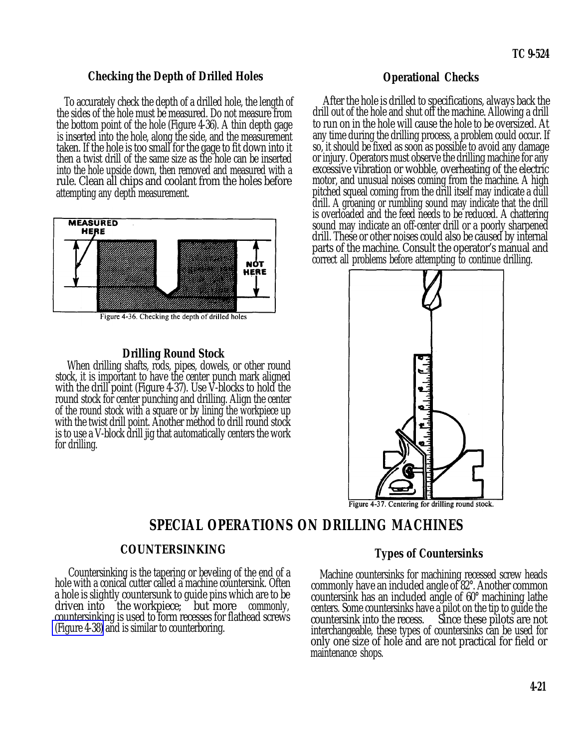### Checking the Depth of Drilled Holes

To accurately check the depth of a drilled hole, the length of the sides of the hole must be measured. Do not measure from the bottom point of the hole (Figure 4-36). A thin depth gage is inserted into the hole, along the side, and the measurement taken. If the hole is too small for the gage to fit down into it then a twist drill of the same size as the hole can be inserted into the hole upside down, then removed and measured with a rule. Clean all chips and coolant from the holes before attempting any depth measurement.

Figure 4-36. Checking the depth of drilled holes

### Drilling Round Stock

When drilling shafts, rods, pipes, dowels, or other round stock, it is important to have the center punch mark aligned with the drill point (Figure 4-37). Use V-blocks to hold the round stock for center punching and drilling. Align the center of the round stock with a square or by lining the workpiece up with the twist drill point. Another method to drill round stock is to use a V-block drill jig that automatically centers the work for drilling.

### Operational Checks

After the hole is drilled to specifications, always back the drill out of the hole and shut off the machine. Allowing a drill to run on in the hole will cause the hole to be oversized. At any time during the drilling process, a problem could occur. If so, it should be fixed as soon as possible to avoid any damage or injury. Operators must observe the drilling machine for any excessive vibration or wobble, overheating of the electric motor, and unusual noises coming from the machine. A high pitched squeal coming from the drill itself may indicate a dull drill. A groaning or rumbling sound may indicate that the drill is overloaded and the feed needs to be reduced. A chattering sound may indicate an off-center drill or a poorly sharpened drill. These or other noises could also be caused by internal parts of the machine. Consult the operator's manual and correct all problems before attempting to continue drilling.

Figure 4-37. Centering for drilling round stock.

## SPECIAL OPERATIONS ON DRILLING MACHINES

### COUNTERSINKING

Countersinking is the tapering or beveling of the end of a hole with a conical cutter called a machine countersink. Often a hole is slightly countersunk to guide pins which are to be driven into the workpiece; but more commonly, countersinking is used to form recesses for flathead screws (Figure 4-38) and is similar to counterboring.

### Types of Countersinks

Machine countersinks for machining recessed screw heads commonly have an included angle of 82°. Another common countersink has an included angle of 60° machining lathe centers. Some countersinks have a pilot on the tip to guide the countersink into the recess. Since these pilots are not interchangeable, these types of countersinks can be used for only one size of hole and are not practical for field or maintenance shops.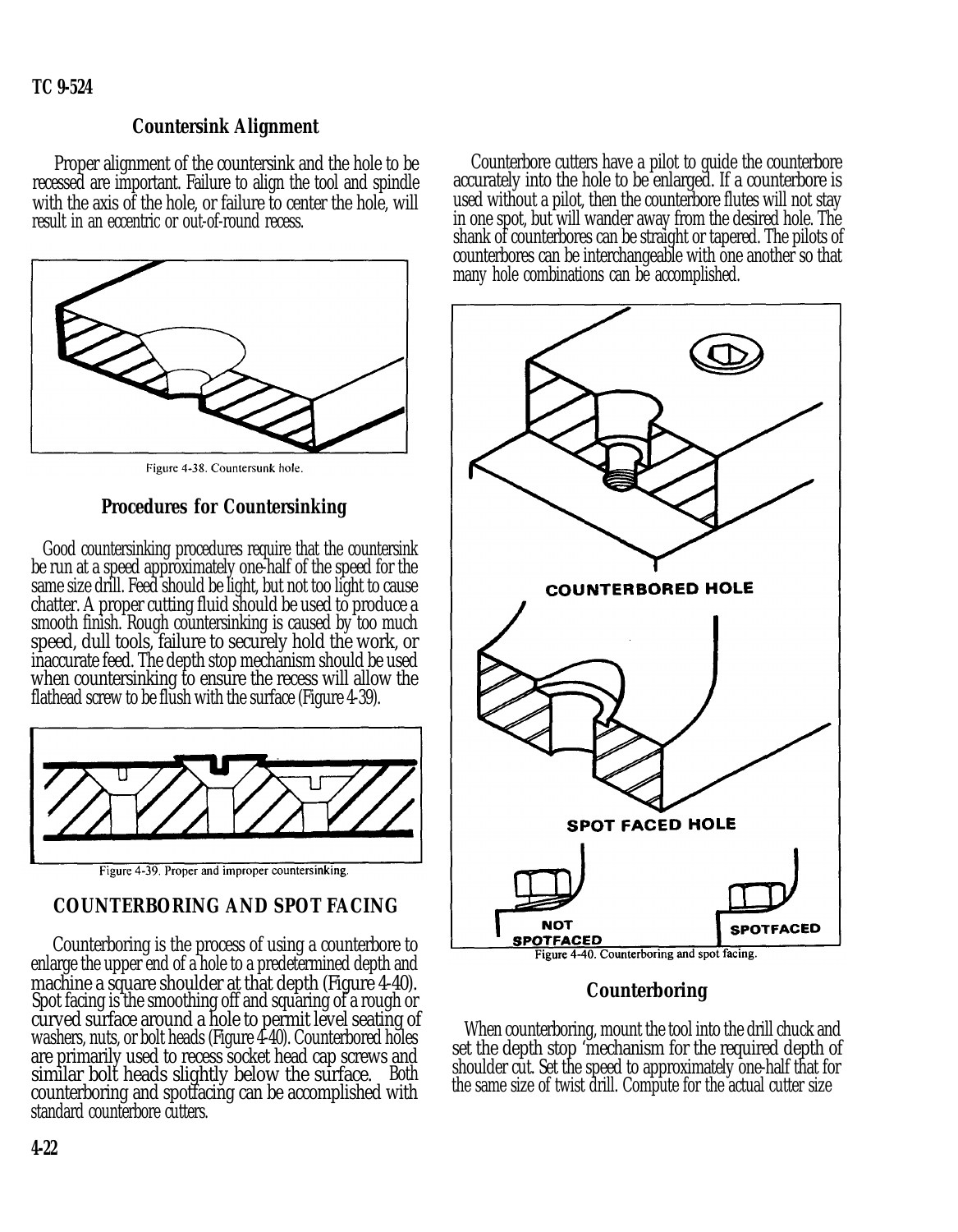### Countersink Alignment

Proper alignment of the countersink and the hole to be recessed are important. Failure to align the tool and spindle with the axis of the hole, or failure to center the hole, will result in an eccentric or out-of-round recess.

Figure 4-38. Countersunk hole.

### Procedures for Countersinking

Good countersinking procedures require that the countersink be run at a speed approximately one-half of the speed for the same size drill. Feed should be light, but not too light to cause chatter. A proper cutting fluid should be used to produce a smooth finish. Rough countersinking is caused by too much speed, dull tools, failure to securely hold the work, or inaccurate feed. The depth stop mechanism should be used when countersinking to ensure the recess will allow the flathead screw to be flush with the surface (Figure 4-39).

Figure 4-39. Proper and improper countersinking.

## COUNTERBORING AND SPOT FACING

Counterboring is the process of using a counterbore to enlarge the upper end of a hole to a predetermined depth and machine a square shoulder at that depth (Figure 4-40). Spot facing is the smoothing off and squaring of a rough or curved surface around a hole to permit level seating of washers, nuts, or bolt heads (Figure 4-40). Counterbored holes are primarily used to recess socket head cap screws and similar bolt heads slightly below the surface. Both counterboring and spotfacing can be accomplished with standard counterbore cutters.

Counterbore cutters have a pilot to guide the counterbore accurately into the hole to be enlarged. If a counterbore is used without a pilot, then the counterbore flutes will not stay in one spot, but will wander away from the desired hole. The shank of counterbores can be straight or tapered. The pilots of counterbores can be interchangeable with one another so that many hole combinations can be accomplished.

COUNTERBORED HOLE

SPOT FACED HOLE

NOT SPOTFACED

SPOTFACED

Figure 4-40. Counterboring and spot facing.

### Counterboring

When counterboring, mount the tool into the drill chuck and set the depth stop 'mechanism for the required depth of shoulder cut. Set the speed to approximately one-half that for the same size of twist drill. Compute for the actual cutter size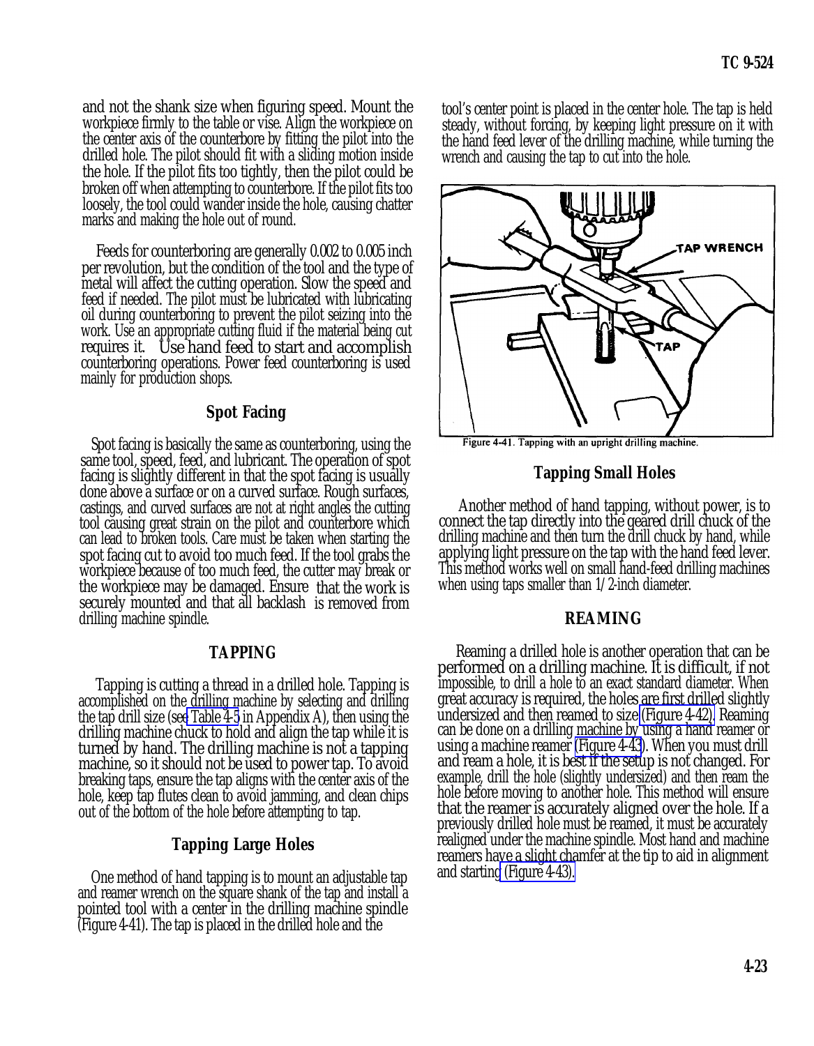and not the shank size when figuring speed. Mount the workpiece firmly to the table or vise. Align the workpiece on the center axis of the counterbore by fitting the pilot into the drilled hole. The pilot should fit with a sliding motion inside the hole. If the pilot fits too tightly, then the pilot could be broken off when attempting to counterbore. If the pilot fits too loosely, the tool could wander inside the hole, causing chatter marks and making the hole out of round.

Feeds for counterboring are generally 0.002 to 0.005 inch per revolution, but the condition of the tool and the type of metal will affect the cutting operation. Slow the speed and feed if needed. The pilot must be lubricated with lubricating oil during counterboring to prevent the pilot seizing into the work. Use an appropriate cutting fluid if the material being cut requires it. Use hand feed to start and accomplish counterboring operations. Power feed counterboring is used mainly for production shops.

### Spot Facing

Spot facing is basically the same as counterboring, using the same tool, speed, feed, and lubricant. The operation of spot facing is slightly different in that the spot facing is usually done above a surface or on a curved surface. Rough surfaces, castings, and curved surfaces are not at right angles the cutting tool causing great strain on the pilot and counterbore which can lead to broken tools. Care must be taken when starting the spot facing cut to avoid too much feed. If the tool grabs the workpiece because of too much feed, the cutter may break or the workpiece may be damaged. Ensure that the work is securely mounted and that all backlash is removed from drilling machine spindle.

## TAPPING

Tapping is cutting a thread in a drilled hole. Tapping is accomplished on the drilling machine by selecting and drilling the tap drill size (see Table 4-5 in Appendix A), then using the drilling machine chuck to hold and align the tap while it is turned by hand. The drilling machine is not a tapping machine, so it should not be used to power tap. To avoid breaking taps, ensure the tap aligns with the center axis of the hole, keep tap flutes clean to avoid jamming, and clean chips out of the bottom of the hole before attempting to tap.

### Tapping Large Holes

One method of hand tapping is to mount an adjustable tap and reamer wrench on the square shank of the tap and install a pointed tool with a center in the drilling machine spindle (Figure 4-41). The tap is placed in the drilled hole and the tool's center point is placed in the center hole. The tap is held steady, without forcing, by keeping light pressure on it with the hand feed lever of the drilling machine, while turning the wrench and causing the tap to cut into the hole.

Figure 4-41. Tapping with an upright drilling machine.

### Tapping Small Holes

Another method of hand tapping, without power, is to connect the tap directly into the geared drill chuck of the drilling machine and then turn the drill chuck by hand, while applying light pressure on the tap with the hand feed lever. This method works well on small hand-feed drilling machines when using taps smaller than 1/2-inch diameter.

## REAMING

Reaming a drilled hole is another operation that can be performed on a drilling machine. It is difficult, if not impossible, to drill a hole to an exact standard diameter. When great accuracy is required, the holes are first drilled slightly undersized and then reamed to size (Figure 4-42). Reaming can be done on a drilling machine by using a hand reamer or using a machine reamer (Figure 4-43). When you must drill and ream a hole, it is best if the setup is not changed. For example, drill the hole (slightly undersized) and then ream the hole before moving to another hole. This method will ensure that the reamer is accurately aligned over the hole. If a previously drilled hole must be reamed, it must be accurately realigned under the machine spindle. Most hand and machine reamers have a slight chamfer at the tip to aid in alignment and starting (Figure 4-43).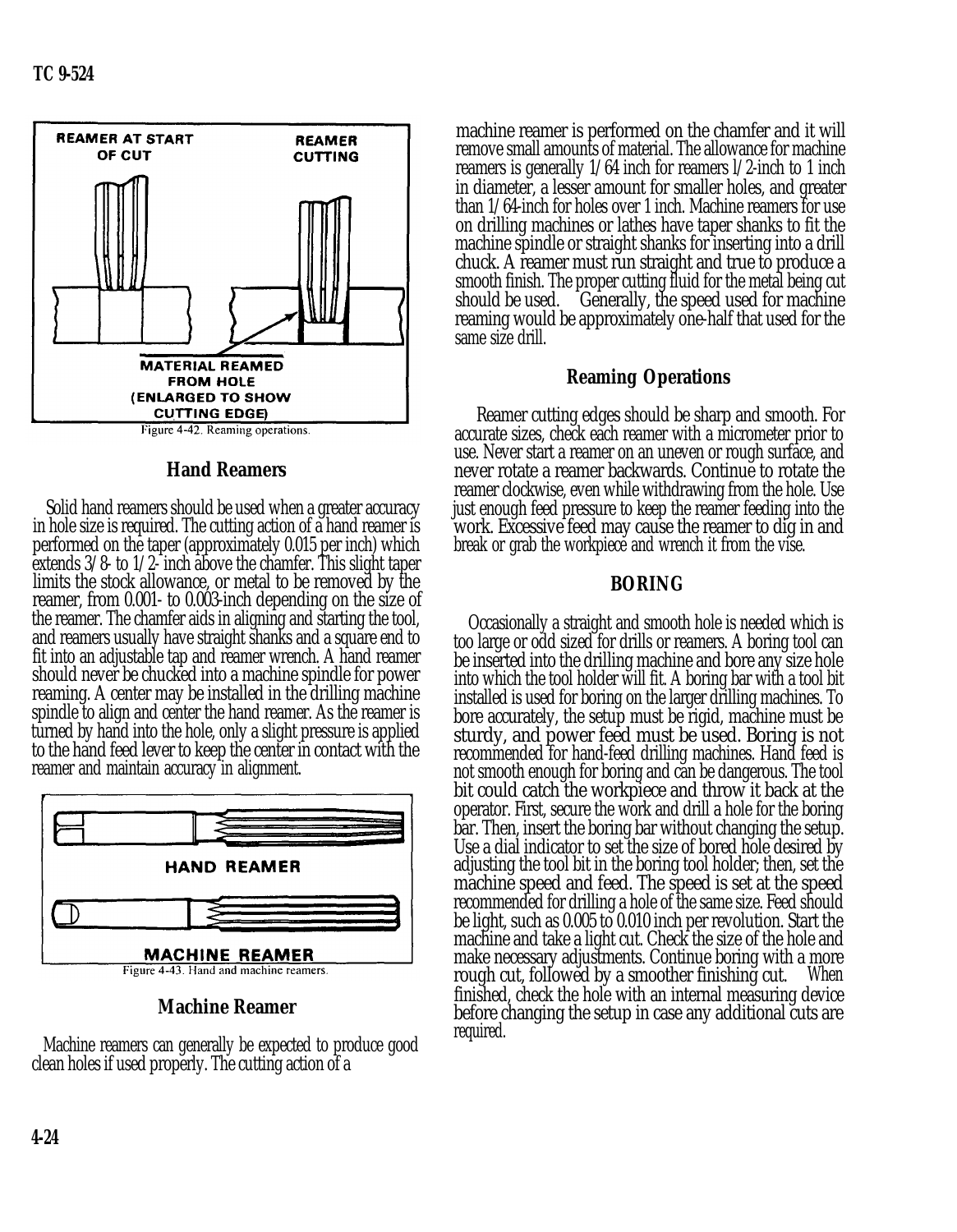REAMER AT START OF CUT

REAMER CUTTING

MATERIAL REAMED FROM HOLE (ENLARGED TO SHOW CUTTING EDGE)

Figure 4-42. Reaming operations.

### Hand Reamers

Solid hand reamers should be used when a greater accuracy in hole size is required. The cutting action of a hand reamer is performed on the taper (approximately 0.015 per inch) which extends 3/8- to 1/2- inch above the chamfer. This slight taper limits the stock allowance, or metal to be removed by the reamer, from 0.001- to 0.003-inch depending on the size of the reamer. The chamfer aids in aligning and starting the tool, and reamers usually have straight shanks and a square end to fit into an adjustable tap and reamer wrench. A hand reamer should never be chucked into a machine spindle for power reaming. A center may be installed in the drilling machine spindle to align and center the hand reamer. As the reamer is turned by hand into the hole, only a slight pressure is applied to the hand feed lever to keep the center in contact with the reamer and maintain accuracy in alignment.

HAND REAMER

MACHINE REAMER

Figure 4-43. Hand and machine reamers.

### Machine Reamer

Machine reamers can generally be expected to produce good clean holes if used properly. The cutting action of a machine reamer is performed on the chamfer and it will remove small amounts of material. The allowance for machine reamers is generally 1/64 inch for reamers l/2-inch to 1 inch in diameter, a lesser amount for smaller holes, and greater than 1/64-inch for holes over 1 inch. Machine reamers for use on drilling machines or lathes have taper shanks to fit the machine spindle or straight shanks for inserting into a drill chuck. A reamer must run straight and true to produce a smooth finish. The proper cutting fluid for the metal being cut should be used. Generally, the speed used for machine reaming would be approximately one-half that used for the same size drill.

### Reaming Operations

Reamer cutting edges should be sharp and smooth. For accurate sizes, check each reamer with a micrometer prior to use. Never start a reamer on an uneven or rough surface, and never rotate a reamer backwards. Continue to rotate the reamer clockwise, even while withdrawing from the hole. Use just enough feed pressure to keep the reamer feeding into the work. Excessive feed may cause the reamer to dig in and break or grab the workpiece and wrench it from the vise.

## BORING

Occasionally a straight and smooth hole is needed which is too large or odd sized for drills or reamers. A boring tool can be inserted into the drilling machine and bore any size hole into which the tool holder will fit. A boring bar with a tool bit installed is used for boring on the larger drilling machines. To bore accurately, the setup must be rigid, machine must be sturdy, and power feed must be used. Boring is not recommended for hand-feed drilling machines. Hand feed is not smooth enough for boring and can be dangerous. The tool bit could catch the workpiece and throw it back at the operator. First, secure the work and drill a hole for the boring bar. Then, insert the boring bar without changing the setup. Use a dial indicator to set the size of bored hole desired by adjusting the tool bit in the boring tool holder; then, set the machine speed and feed. The speed is set at the speed recommended for drilling a hole of the same size. Feed should be light, such as 0.005 to 0.010 inch per revolution. Start the machine and take a light cut. Check the size of the hole and make necessary adjustments. Continue boring with a more rough cut, followed by a smoother finishing cut. When finished, check the hole with an internal measuring device before changing the setup in case any additional cuts are required.